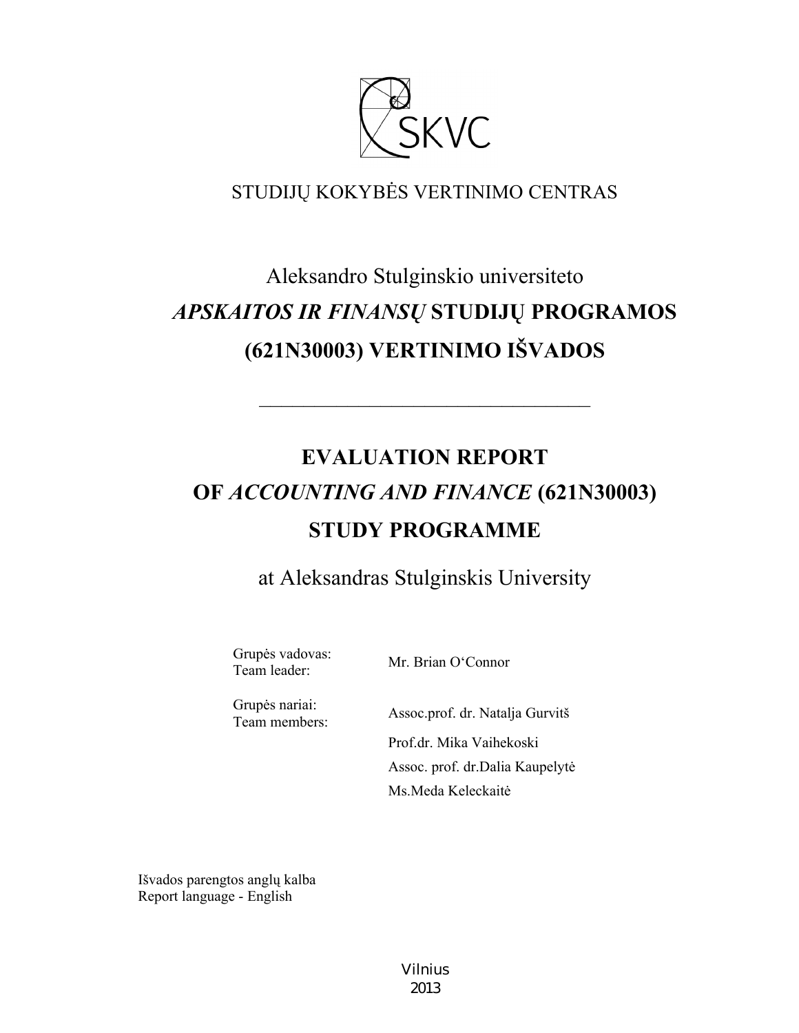SKVC

STUDIJŲ KOKYBĖS VERTINIMO CENTRAS

# Aleksandro Stulginskio universiteto *APSKAITOS IR FINANSŲ* STUDIJŲ PROGRAMOS (621N30003) VERTINIMO IŠVADOS

---

# EVALUATION REPORT OF *ACCOUNTING AND FINANCE* (621N30003) STUDY PROGRAMME

at Aleksandras Stulginskis University

| | |
|---|---|
| Grupės vadovas:<br>Team leader: | Mr. Brian O'Connor |
| Grupės nariai:<br>Team members: | Assoc.prof. dr. Natalja Gurvitš |
| | Prof.dr. Mika Vaihekoski |
| | Assoc. prof. dr.Dalia Kaupelytė |
| | Ms.Meda Keleckaitė |

Išvados parengtos anglų kalba
Report language - English

Vilnius
2013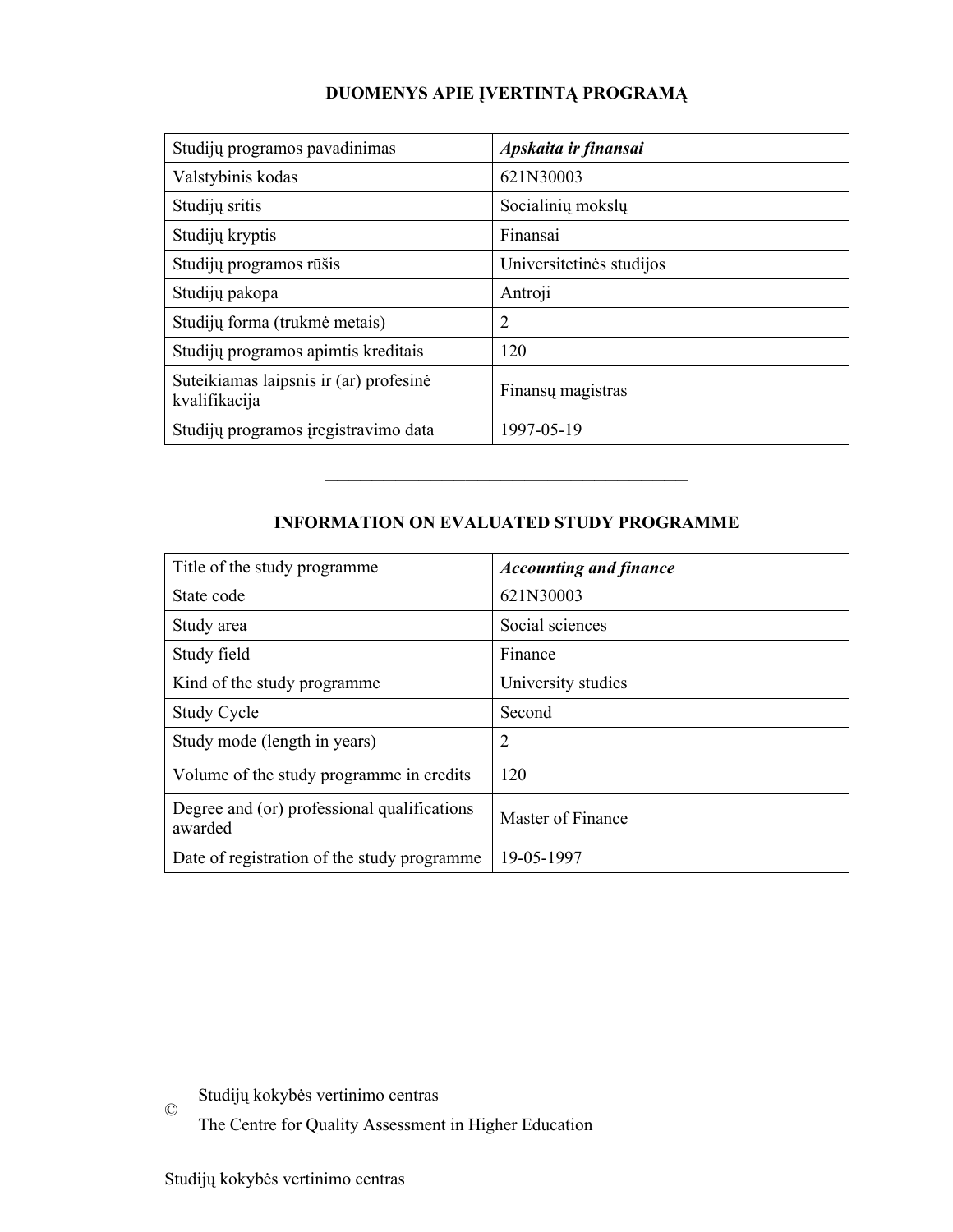## DUOMENYS APIE ĮVERTINTĄ PROGRAMĄ

| Studijų programos pavadinimas | ***Apskaita ir finansai*** |
|---|---|
| Valstybinis kodas | 621N30003 |
| Studijų sritis | Socialinių mokslų |
| Studijų kryptis | Finansai |
| Studijų programos rūšis | Universitetinės studijos |
| Studijų pakopa | Antroji |
| Studijų forma (trukmė metais) | 2 |
| Studijų programos apimtis kreditais | 120 |
| Suteikiamas laipsnis ir (ar) profesinė kvalifikacija | Finansų magistras |
| Studijų programos įregistravimo data | 1997-05-19 |

---

## INFORMATION ON EVALUATED STUDY PROGRAMME

| Title of the study programme | ***Accounting and finance*** |
|---|---|
| State code | 621N30003 |
| Study area | Social sciences |
| Study field | Finance |
| Kind of the study programme | University studies |
| Study Cycle | Second |
| Study mode (length in years) | 2 |
| Volume of the study programme in credits | 120 |
| Degree and (or) professional qualifications awarded | Master of Finance |
| Date of registration of the study programme | 19-05-1997 |

© Studijų kokybės vertinimo centras
The Centre for Quality Assessment in Higher Education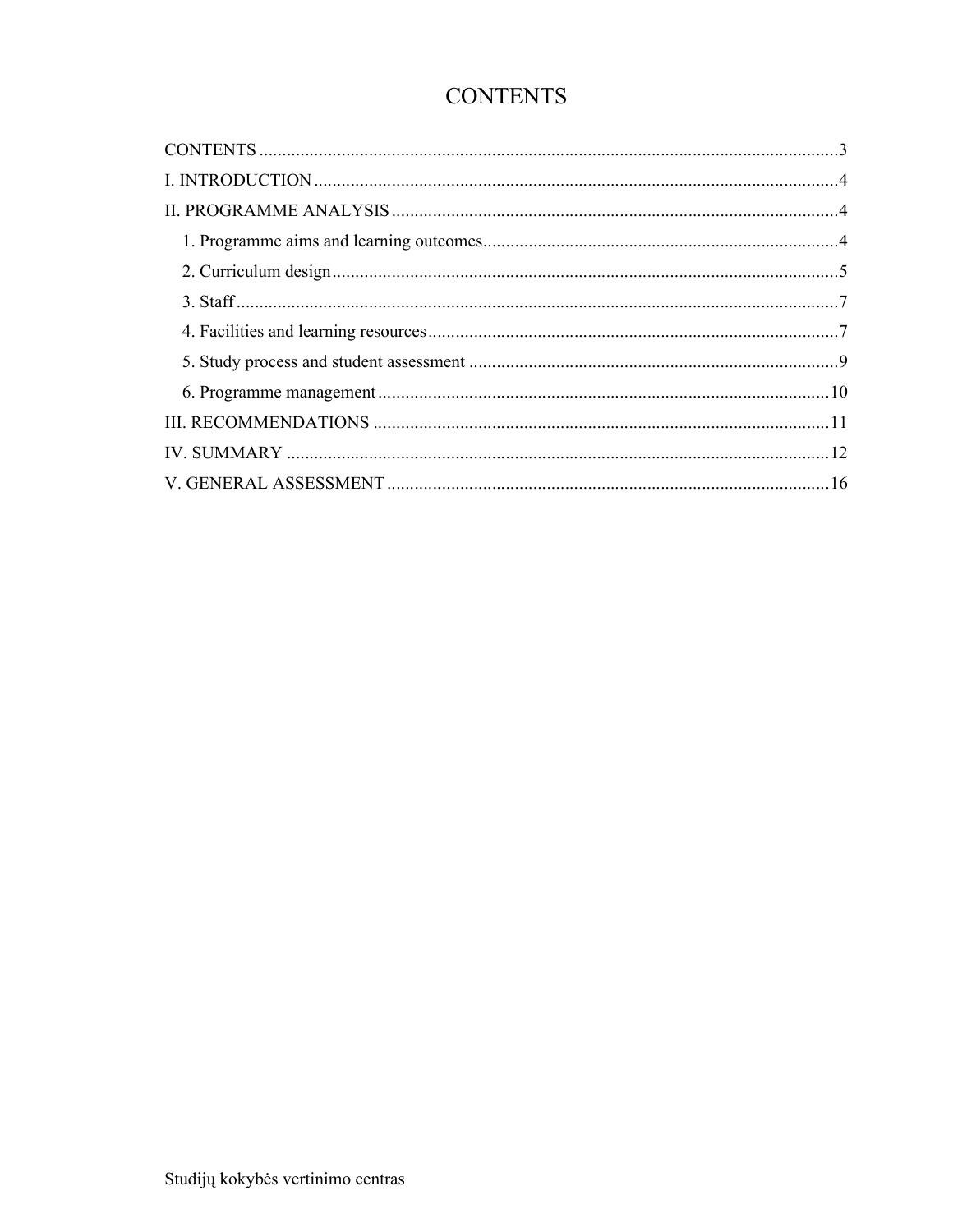# CONTENTS

CONTENTS ........................................................................................................................3

I. INTRODUCTION ............................................................................................................4

II. PROGRAMME ANALYSIS ...........................................................................................4

1. Programme aims and learning outcomes........................................................................4

2. Curriculum design.........................................................................................................5

3. Staff ..............................................................................................................................7

4. Facilities and learning resources....................................................................................7

5. Study process and student assessment ..........................................................................9

6. Programme management ..............................................................................................10

III. RECOMMENDATIONS ..............................................................................................11

IV. SUMMARY .................................................................................................................12

V. GENERAL ASSESSMENT ...........................................................................................16

Studijų kokybės vertinimo centras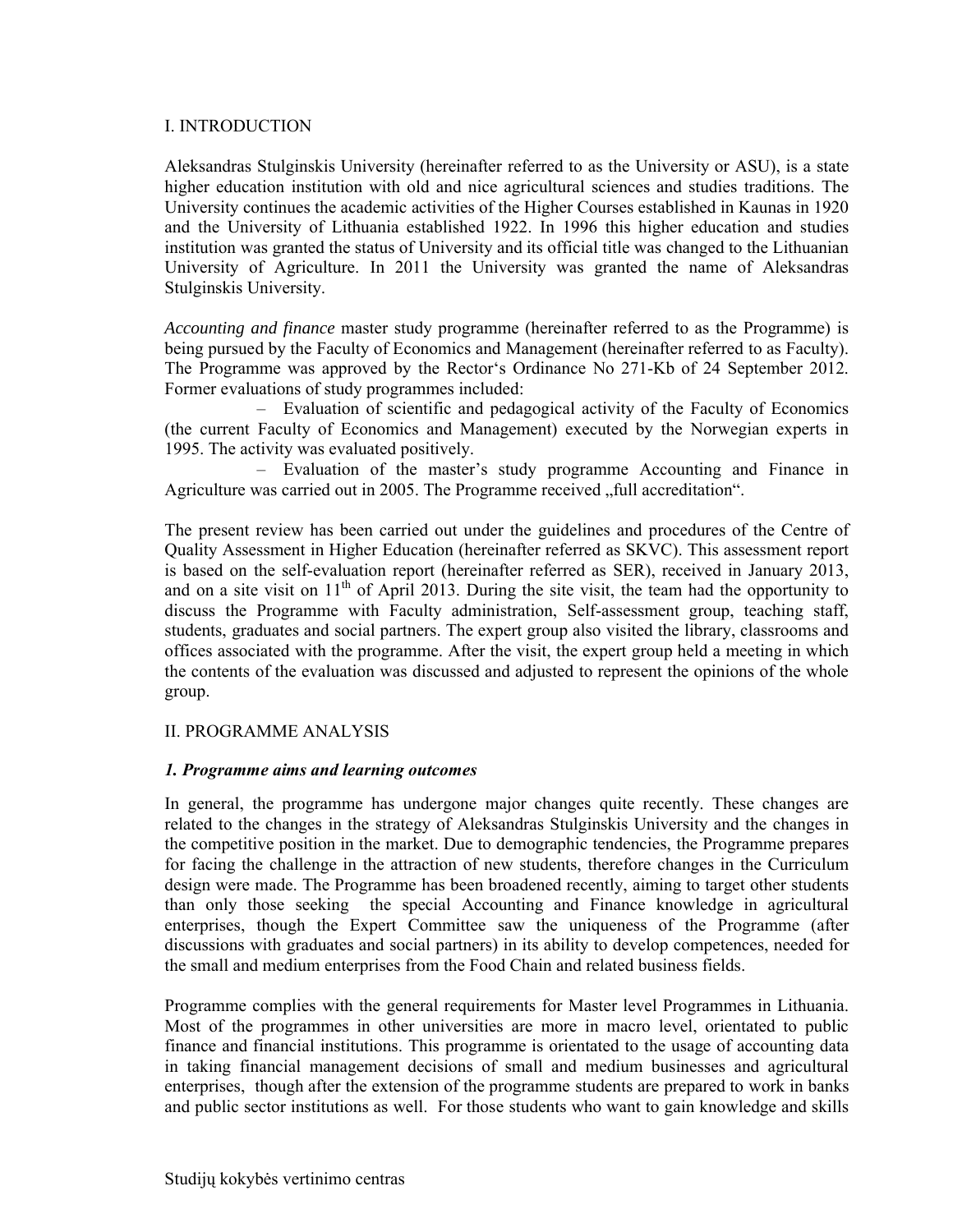I. INTRODUCTION

Aleksandras Stulginskis University (hereinafter referred to as the University or ASU), is a state higher education institution with old and nice agricultural sciences and studies traditions. The University continues the academic activities of the Higher Courses established in Kaunas in 1920 and the University of Lithuania established 1922. In 1996 this higher education and studies institution was granted the status of University and its official title was changed to the Lithuanian University of Agriculture. In 2011 the University was granted the name of Aleksandras Stulginskis University.

*Accounting and finance* master study programme (hereinafter referred to as the Programme) is being pursued by the Faculty of Economics and Management (hereinafter referred to as Faculty). The Programme was approved by the Rector‘s Ordinance No 271-Kb of 24 September 2012. Former evaluations of study programmes included:

– Evaluation of scientific and pedagogical activity of the Faculty of Economics (the current Faculty of Economics and Management) executed by the Norwegian experts in 1995. The activity was evaluated positively.

– Evaluation of the master's study programme Accounting and Finance in Agriculture was carried out in 2005. The Programme received „full accreditation".

The present review has been carried out under the guidelines and procedures of the Centre of Quality Assessment in Higher Education (hereinafter referred as SKVC). This assessment report is based on the self-evaluation report (hereinafter referred as SER), received in January 2013, and on a site visit on 11th of April 2013. During the site visit, the team had the opportunity to discuss the Programme with Faculty administration, Self-assessment group, teaching staff, students, graduates and social partners. The expert group also visited the library, classrooms and offices associated with the programme. After the visit, the expert group held a meeting in which the contents of the evaluation was discussed and adjusted to represent the opinions of the whole group.

II. PROGRAMME ANALYSIS

***1. Programme aims and learning outcomes***

In general, the programme has undergone major changes quite recently. These changes are related to the changes in the strategy of Aleksandras Stulginskis University and the changes in the competitive position in the market. Due to demographic tendencies, the Programme prepares for facing the challenge in the attraction of new students, therefore changes in the Curriculum design were made. The Programme has been broadened recently, aiming to target other students than only those seeking the special Accounting and Finance knowledge in agricultural enterprises, though the Expert Committee saw the uniqueness of the Programme (after discussions with graduates and social partners) in its ability to develop competences, needed for the small and medium enterprises from the Food Chain and related business fields.

Programme complies with the general requirements for Master level Programmes in Lithuania. Most of the programmes in other universities are more in macro level, orientated to public finance and financial institutions. This programme is orientated to the usage of accounting data in taking financial management decisions of small and medium businesses and agricultural enterprises, though after the extension of the programme students are prepared to work in banks and public sector institutions as well. For those students who want to gain knowledge and skills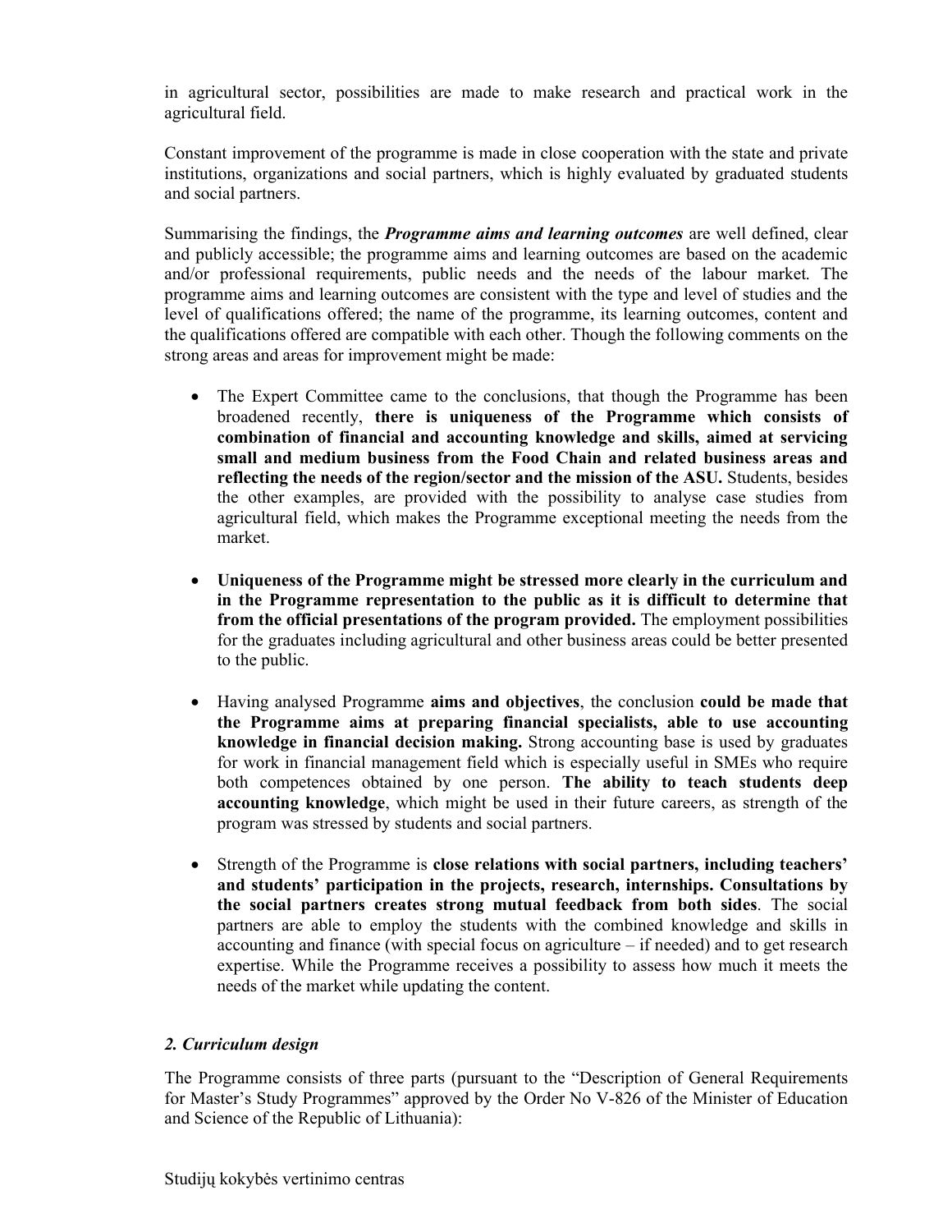in agricultural sector, possibilities are made to make research and practical work in the agricultural field.

Constant improvement of the programme is made in close cooperation with the state and private institutions, organizations and social partners, which is highly evaluated by graduated students and social partners.

Summarising the findings, the ***Programme aims and learning outcomes*** are well defined, clear and publicly accessible; the programme aims and learning outcomes are based on the academic and/or professional requirements, public needs and the needs of the labour market. The programme aims and learning outcomes are consistent with the type and level of studies and the level of qualifications offered; the name of the programme, its learning outcomes, content and the qualifications offered are compatible with each other. Though the following comments on the strong areas and areas for improvement might be made:

- The Expert Committee came to the conclusions, that though the Programme has been broadened recently, **there is uniqueness of the Programme which consists of combination of financial and accounting knowledge and skills, aimed at servicing small and medium business from the Food Chain and related business areas and reflecting the needs of the region/sector and the mission of the ASU.** Students, besides the other examples, are provided with the possibility to analyse case studies from agricultural field, which makes the Programme exceptional meeting the needs from the market.

- **Uniqueness of the Programme might be stressed more clearly in the curriculum and in the Programme representation to the public as it is difficult to determine that from the official presentations of the program provided.** The employment possibilities for the graduates including agricultural and other business areas could be better presented to the public.

- Having analysed Programme **aims and objectives**, the conclusion **could be made that the Programme aims at preparing financial specialists, able to use accounting knowledge in financial decision making.** Strong accounting base is used by graduates for work in financial management field which is especially useful in SMEs who require both competences obtained by one person. **The ability to teach students deep accounting knowledge**, which might be used in their future careers, as strength of the program was stressed by students and social partners.

- Strength of the Programme is **close relations with social partners, including teachers' and students' participation in the projects, research, internships. Consultations by the social partners creates strong mutual feedback from both sides**. The social partners are able to employ the students with the combined knowledge and skills in accounting and finance (with special focus on agriculture – if needed) and to get research expertise. While the Programme receives a possibility to assess how much it meets the needs of the market while updating the content.

### *2. Curriculum design*

The Programme consists of three parts (pursuant to the "Description of General Requirements for Master's Study Programmes" approved by the Order No V-826 of the Minister of Education and Science of the Republic of Lithuania):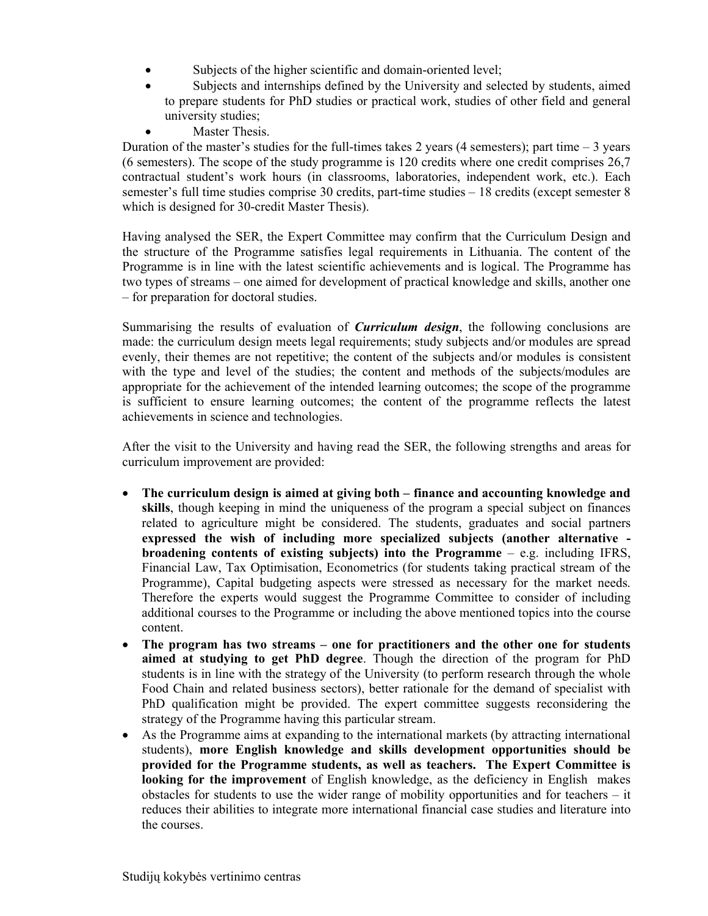- Subjects of the higher scientific and domain-oriented level;
- Subjects and internships defined by the University and selected by students, aimed to prepare students for PhD studies or practical work, studies of other field and general university studies;
- Master Thesis.

Duration of the master's studies for the full-times takes 2 years (4 semesters); part time – 3 years (6 semesters). The scope of the study programme is 120 credits where one credit comprises 26,7 contractual student's work hours (in classrooms, laboratories, independent work, etc.). Each semester's full time studies comprise 30 credits, part-time studies – 18 credits (except semester 8 which is designed for 30-credit Master Thesis).

Having analysed the SER, the Expert Committee may confirm that the Curriculum Design and the structure of the Programme satisfies legal requirements in Lithuania. The content of the Programme is in line with the latest scientific achievements and is logical. The Programme has two types of streams – one aimed for development of practical knowledge and skills, another one – for preparation for doctoral studies.

Summarising the results of evaluation of ***Curriculum design***, the following conclusions are made: the curriculum design meets legal requirements; study subjects and/or modules are spread evenly, their themes are not repetitive; the content of the subjects and/or modules is consistent with the type and level of the studies; the content and methods of the subjects/modules are appropriate for the achievement of the intended learning outcomes; the scope of the programme is sufficient to ensure learning outcomes; the content of the programme reflects the latest achievements in science and technologies.

After the visit to the University and having read the SER, the following strengths and areas for curriculum improvement are provided:

- **The curriculum design is aimed at giving both – finance and accounting knowledge and skills**, though keeping in mind the uniqueness of the program a special subject on finances related to agriculture might be considered. The students, graduates and social partners **expressed the wish of including more specialized subjects (another alternative - broadening contents of existing subjects) into the Programme** – e.g. including IFRS, Financial Law, Tax Optimisation, Econometrics (for students taking practical stream of the Programme), Capital budgeting aspects were stressed as necessary for the market needs. Therefore the experts would suggest the Programme Committee to consider of including additional courses to the Programme or including the above mentioned topics into the course content.
- **The program has two streams – one for practitioners and the other one for students aimed at studying to get PhD degree**. Though the direction of the program for PhD students is in line with the strategy of the University (to perform research through the whole Food Chain and related business sectors), better rationale for the demand of specialist with PhD qualification might be provided. The expert committee suggests reconsidering the strategy of the Programme having this particular stream.
- As the Programme aims at expanding to the international markets (by attracting international students), **more English knowledge and skills development opportunities should be provided for the Programme students, as well as teachers. The Expert Committee is looking for the improvement** of English knowledge, as the deficiency in English makes obstacles for students to use the wider range of mobility opportunities and for teachers – it reduces their abilities to integrate more international financial case studies and literature into the courses.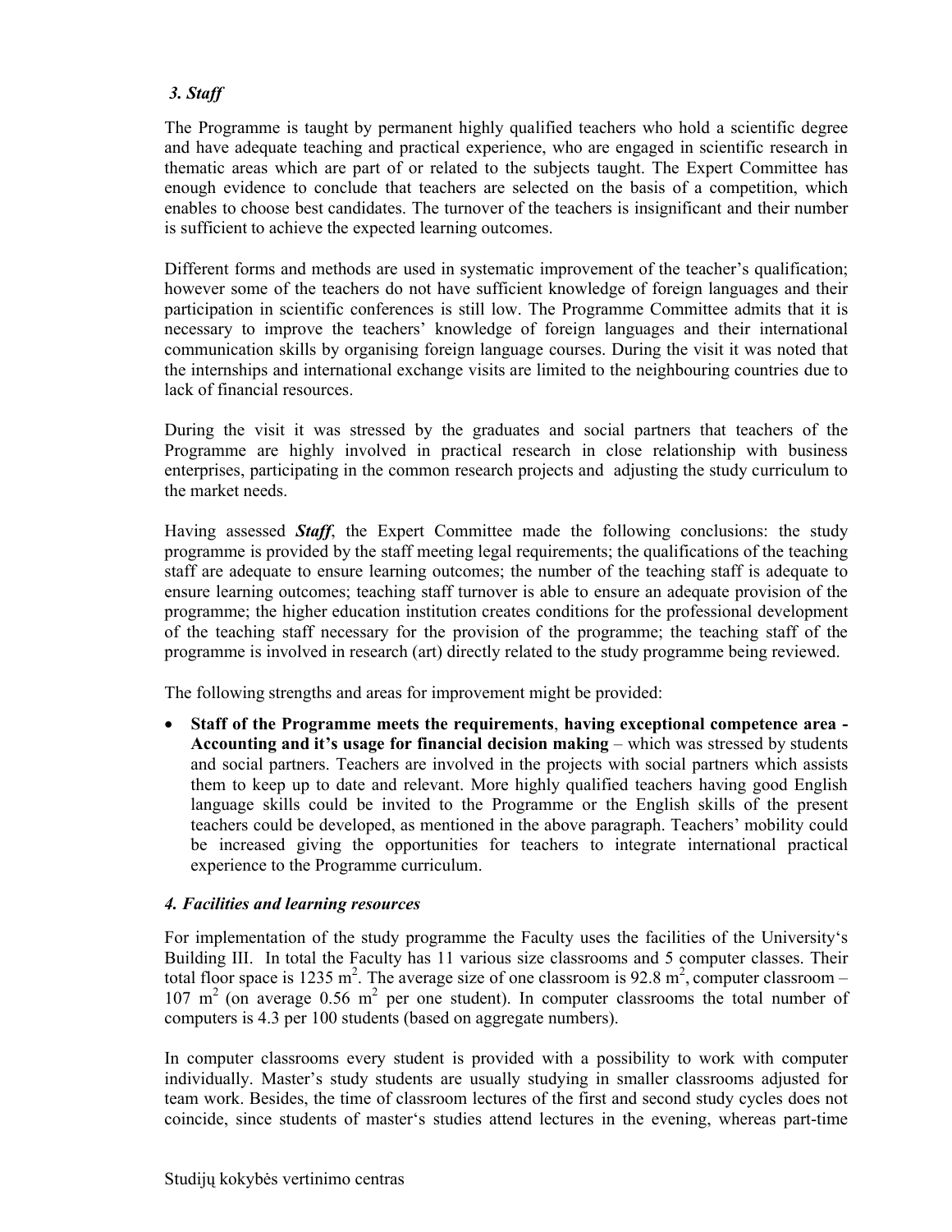### *3. Staff*

The Programme is taught by permanent highly qualified teachers who hold a scientific degree and have adequate teaching and practical experience, who are engaged in scientific research in thematic areas which are part of or related to the subjects taught. The Expert Committee has enough evidence to conclude that teachers are selected on the basis of a competition, which enables to choose best candidates. The turnover of the teachers is insignificant and their number is sufficient to achieve the expected learning outcomes.

Different forms and methods are used in systematic improvement of the teacher's qualification; however some of the teachers do not have sufficient knowledge of foreign languages and their participation in scientific conferences is still low. The Programme Committee admits that it is necessary to improve the teachers' knowledge of foreign languages and their international communication skills by organising foreign language courses. During the visit it was noted that the internships and international exchange visits are limited to the neighbouring countries due to lack of financial resources.

During the visit it was stressed by the graduates and social partners that teachers of the Programme are highly involved in practical research in close relationship with business enterprises, participating in the common research projects and adjusting the study curriculum to the market needs.

Having assessed ***Staff***, the Expert Committee made the following conclusions: the study programme is provided by the staff meeting legal requirements; the qualifications of the teaching staff are adequate to ensure learning outcomes; the number of the teaching staff is adequate to ensure learning outcomes; teaching staff turnover is able to ensure an adequate provision of the programme; the higher education institution creates conditions for the professional development of the teaching staff necessary for the provision of the programme; the teaching staff of the programme is involved in research (art) directly related to the study programme being reviewed.

The following strengths and areas for improvement might be provided:

- **Staff of the Programme meets the requirements**, **having exceptional competence area - Accounting and it's usage for financial decision making** – which was stressed by students and social partners. Teachers are involved in the projects with social partners which assists them to keep up to date and relevant. More highly qualified teachers having good English language skills could be invited to the Programme or the English skills of the present teachers could be developed, as mentioned in the above paragraph. Teachers' mobility could be increased giving the opportunities for teachers to integrate international practical experience to the Programme curriculum.

### *4. Facilities and learning resources*

For implementation of the study programme the Faculty uses the facilities of the University's Building III. In total the Faculty has 11 various size classrooms and 5 computer classes. Their total floor space is 1235 m$^2$. The average size of one classroom is 92.8 m$^2$, computer classroom – 107 m$^2$ (on average 0.56 m$^2$ per one student). In computer classrooms the total number of computers is 4.3 per 100 students (based on aggregate numbers).

In computer classrooms every student is provided with a possibility to work with computer individually. Master's study students are usually studying in smaller classrooms adjusted for team work. Besides, the time of classroom lectures of the first and second study cycles does not coincide, since students of master's studies attend lectures in the evening, whereas part-time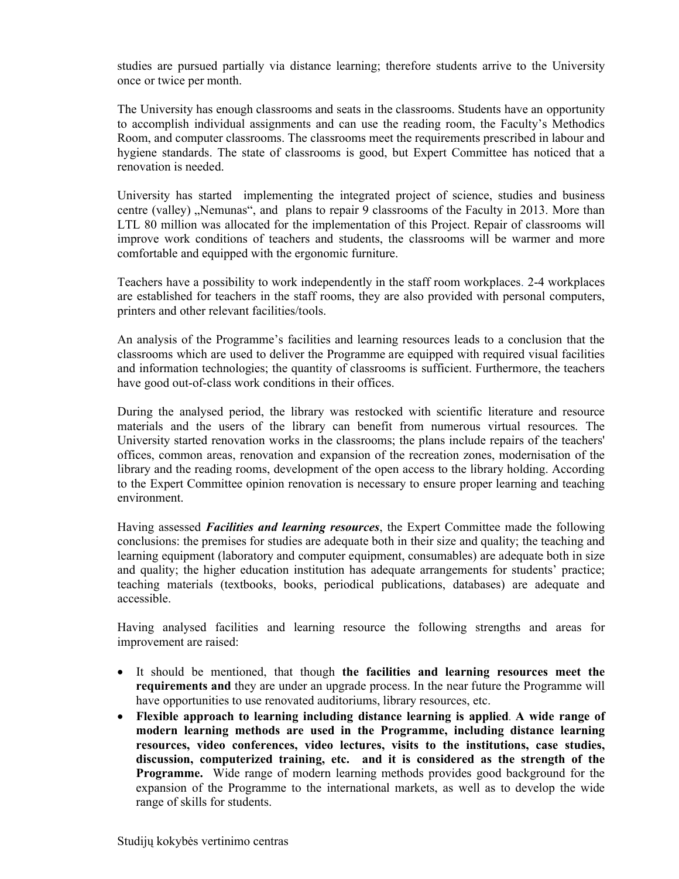studies are pursued partially via distance learning; therefore students arrive to the University once or twice per month.

The University has enough classrooms and seats in the classrooms. Students have an opportunity to accomplish individual assignments and can use the reading room, the Faculty's Methodics Room, and computer classrooms. The classrooms meet the requirements prescribed in labour and hygiene standards. The state of classrooms is good, but Expert Committee has noticed that a renovation is needed.

University has started implementing the integrated project of science, studies and business centre (valley) „Nemunas", and plans to repair 9 classrooms of the Faculty in 2013. More than LTL 80 million was allocated for the implementation of this Project. Repair of classrooms will improve work conditions of teachers and students, the classrooms will be warmer and more comfortable and equipped with the ergonomic furniture.

Teachers have a possibility to work independently in the staff room workplaces. 2-4 workplaces are established for teachers in the staff rooms, they are also provided with personal computers, printers and other relevant facilities/tools.

An analysis of the Programme's facilities and learning resources leads to a conclusion that the classrooms which are used to deliver the Programme are equipped with required visual facilities and information technologies; the quantity of classrooms is sufficient. Furthermore, the teachers have good out-of-class work conditions in their offices.

During the analysed period, the library was restocked with scientific literature and resource materials and the users of the library can benefit from numerous virtual resources. The University started renovation works in the classrooms; the plans include repairs of the teachers' offices, common areas, renovation and expansion of the recreation zones, modernisation of the library and the reading rooms, development of the open access to the library holding. According to the Expert Committee opinion renovation is necessary to ensure proper learning and teaching environment.

Having assessed ***Facilities and learning resources***, the Expert Committee made the following conclusions: the premises for studies are adequate both in their size and quality; the teaching and learning equipment (laboratory and computer equipment, consumables) are adequate both in size and quality; the higher education institution has adequate arrangements for students' practice; teaching materials (textbooks, books, periodical publications, databases) are adequate and accessible.

Having analysed facilities and learning resource the following strengths and areas for improvement are raised:

- It should be mentioned, that though **the facilities and learning resources meet the requirements and** they are under an upgrade process. In the near future the Programme will have opportunities to use renovated auditoriums, library resources, etc.
- **Flexible approach to learning including distance learning is applied**. **A wide range of modern learning methods are used in the Programme, including distance learning resources, video conferences, video lectures, visits to the institutions, case studies, discussion, computerized training, etc. and it is considered as the strength of the Programme.** Wide range of modern learning methods provides good background for the expansion of the Programme to the international markets, as well as to develop the wide range of skills for students.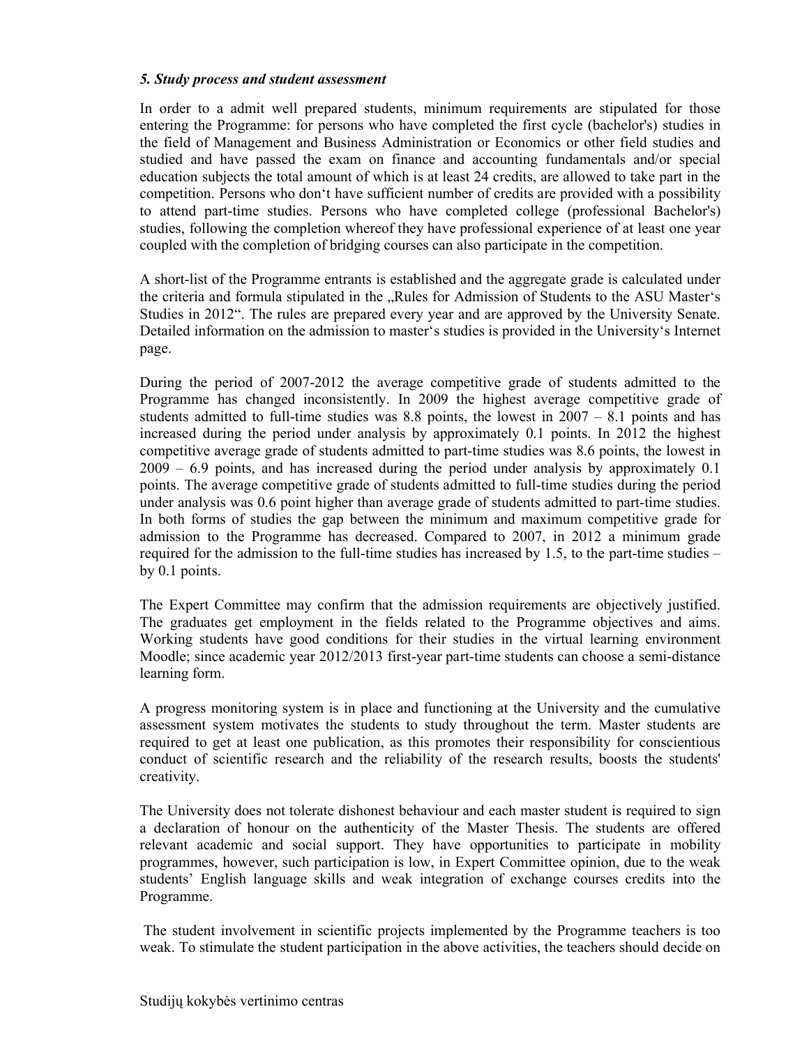***5. Study process and student assessment***

In order to a admit well prepared students, minimum requirements are stipulated for those entering the Programme: for persons who have completed the first cycle (bachelor's) studies in the field of Management and Business Administration or Economics or other field studies and studied and have passed the exam on finance and accounting fundamentals and/or special education subjects the total amount of which is at least 24 credits, are allowed to take part in the competition. Persons who don‘t have sufficient number of credits are provided with a possibility to attend part-time studies. Persons who have completed college (professional Bachelor's) studies, following the completion whereof they have professional experience of at least one year coupled with the completion of bridging courses can also participate in the competition.

A short-list of the Programme entrants is established and the aggregate grade is calculated under the criteria and formula stipulated in the „Rules for Admission of Students to the ASU Master‘s Studies in 2012“. The rules are prepared every year and are approved by the University Senate. Detailed information on the admission to master‘s studies is provided in the University‘s Internet page.

During the period of 2007-2012 the average competitive grade of students admitted to the Programme has changed inconsistently. In 2009 the highest average competitive grade of students admitted to full-time studies was 8.8 points, the lowest in 2007 – 8.1 points and has increased during the period under analysis by approximately 0.1 points. In 2012 the highest competitive average grade of students admitted to part-time studies was 8.6 points, the lowest in 2009 – 6.9 points, and has increased during the period under analysis by approximately 0.1 points. The average competitive grade of students admitted to full-time studies during the period under analysis was 0.6 point higher than average grade of students admitted to part-time studies. In both forms of studies the gap between the minimum and maximum competitive grade for admission to the Programme has decreased. Compared to 2007, in 2012 a minimum grade required for the admission to the full-time studies has increased by 1.5, to the part-time studies – by 0.1 points.

The Expert Committee may confirm that the admission requirements are objectively justified. The graduates get employment in the fields related to the Programme objectives and aims. Working students have good conditions for their studies in the virtual learning environment Moodle; since academic year 2012/2013 first-year part-time students can choose a semi-distance learning form.

A progress monitoring system is in place and functioning at the University and the cumulative assessment system motivates the students to study throughout the term. Master students are required to get at least one publication, as this promotes their responsibility for conscientious conduct of scientific research and the reliability of the research results, boosts the students' creativity.

The University does not tolerate dishonest behaviour and each master student is required to sign a declaration of honour on the authenticity of the Master Thesis. The students are offered relevant academic and social support. They have opportunities to participate in mobility programmes, however, such participation is low, in Expert Committee opinion, due to the weak students’ English language skills and weak integration of exchange courses credits into the Programme.

The student involvement in scientific projects implemented by the Programme teachers is too weak. To stimulate the student participation in the above activities, the teachers should decide on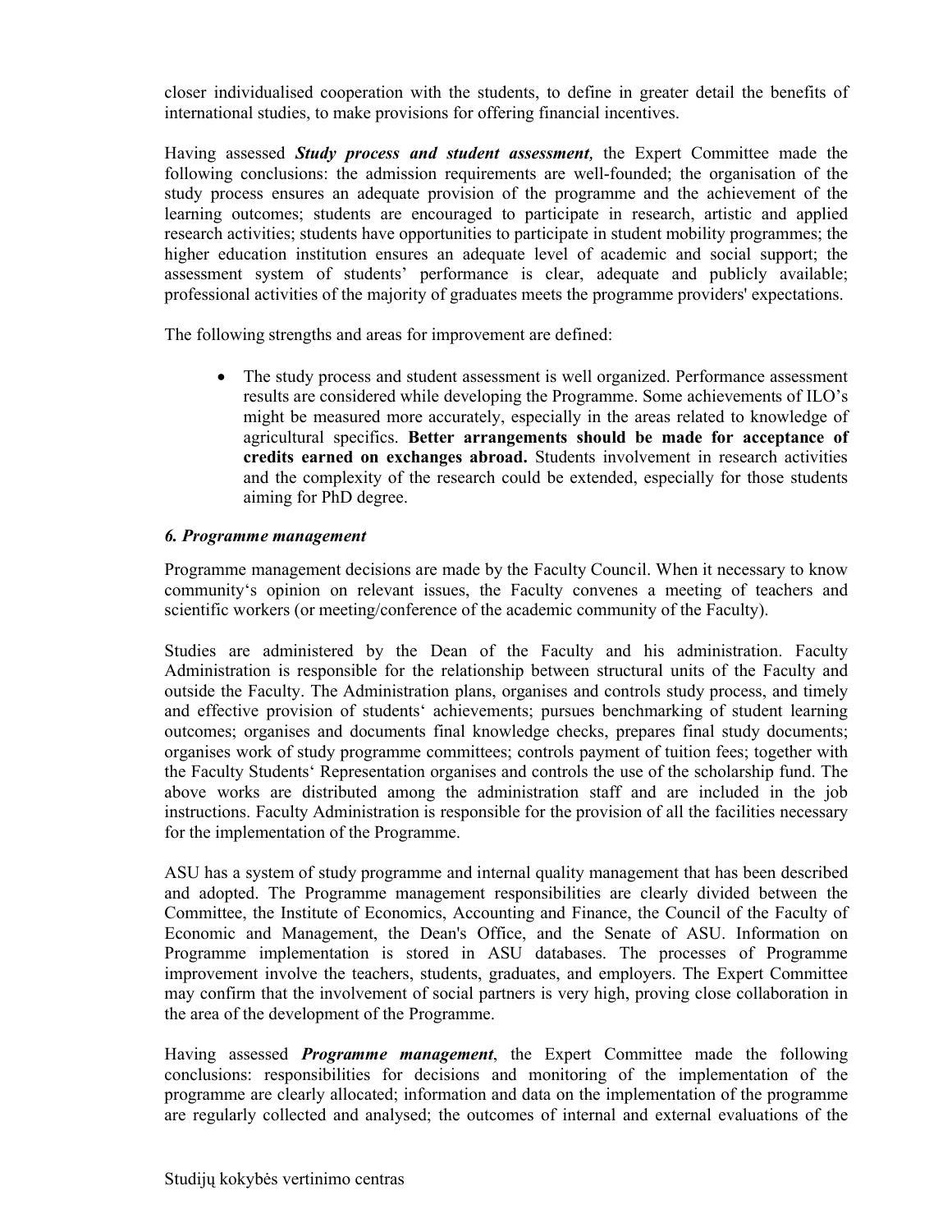closer individualised cooperation with the students, to define in greater detail the benefits of international studies, to make provisions for offering financial incentives.

Having assessed ***Study process and student assessment,*** the Expert Committee made the following conclusions: the admission requirements are well-founded; the organisation of the study process ensures an adequate provision of the programme and the achievement of the learning outcomes; students are encouraged to participate in research, artistic and applied research activities; students have opportunities to participate in student mobility programmes; the higher education institution ensures an adequate level of academic and social support; the assessment system of students' performance is clear, adequate and publicly available; professional activities of the majority of graduates meets the programme providers' expectations.

The following strengths and areas for improvement are defined:

- The study process and student assessment is well organized. Performance assessment results are considered while developing the Programme. Some achievements of ILO's might be measured more accurately, especially in the areas related to knowledge of agricultural specifics. **Better arrangements should be made for acceptance of credits earned on exchanges abroad.** Students involvement in research activities and the complexity of the research could be extended, especially for those students aiming for PhD degree.

### *6. Programme management*

Programme management decisions are made by the Faculty Council. When it necessary to know community's opinion on relevant issues, the Faculty convenes a meeting of teachers and scientific workers (or meeting/conference of the academic community of the Faculty).

Studies are administered by the Dean of the Faculty and his administration. Faculty Administration is responsible for the relationship between structural units of the Faculty and outside the Faculty. The Administration plans, organises and controls study process, and timely and effective provision of students' achievements; pursues benchmarking of student learning outcomes; organises and documents final knowledge checks, prepares final study documents; organises work of study programme committees; controls payment of tuition fees; together with the Faculty Students' Representation organises and controls the use of the scholarship fund. The above works are distributed among the administration staff and are included in the job instructions. Faculty Administration is responsible for the provision of all the facilities necessary for the implementation of the Programme.

ASU has a system of study programme and internal quality management that has been described and adopted. The Programme management responsibilities are clearly divided between the Committee, the Institute of Economics, Accounting and Finance, the Council of the Faculty of Economic and Management, the Dean's Office, and the Senate of ASU. Information on Programme implementation is stored in ASU databases. The processes of Programme improvement involve the teachers, students, graduates, and employers. The Expert Committee may confirm that the involvement of social partners is very high, proving close collaboration in the area of the development of the Programme.

Having assessed ***Programme management***, the Expert Committee made the following conclusions: responsibilities for decisions and monitoring of the implementation of the programme are clearly allocated; information and data on the implementation of the programme are regularly collected and analysed; the outcomes of internal and external evaluations of the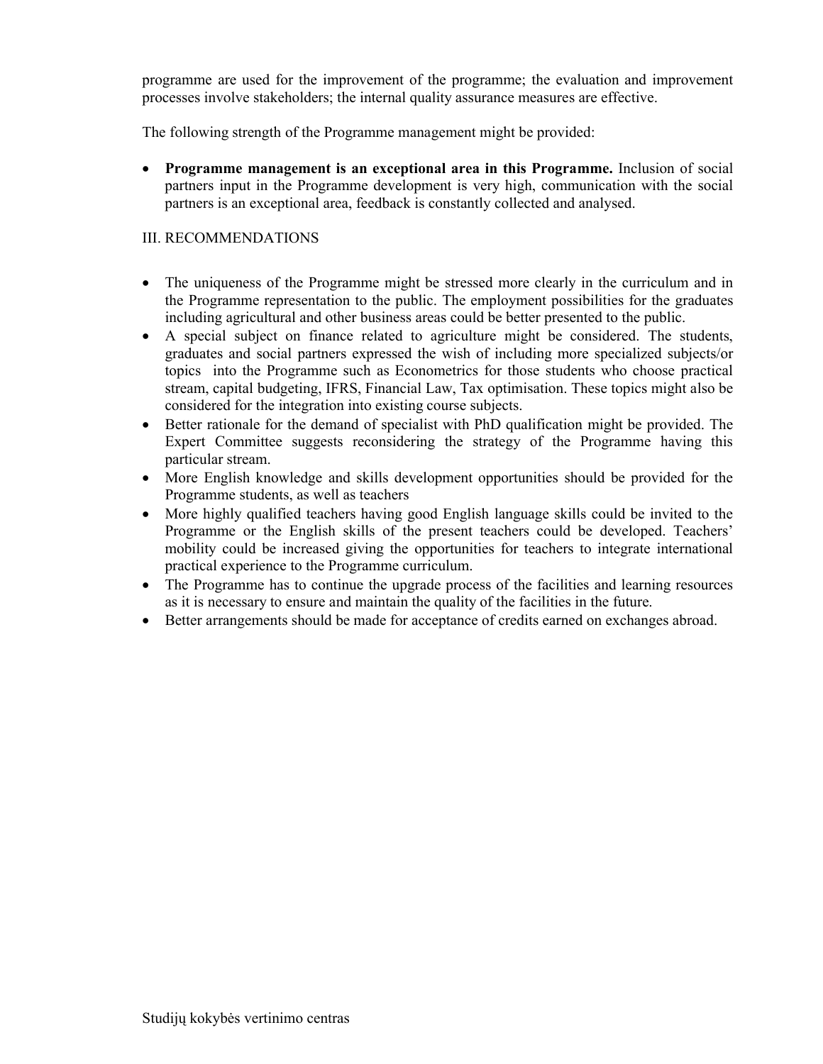programme are used for the improvement of the programme; the evaluation and improvement processes involve stakeholders; the internal quality assurance measures are effective.

The following strength of the Programme management might be provided:

- **Programme management is an exceptional area in this Programme.** Inclusion of social partners input in the Programme development is very high, communication with the social partners is an exceptional area, feedback is constantly collected and analysed.

## III. RECOMMENDATIONS

- The uniqueness of the Programme might be stressed more clearly in the curriculum and in the Programme representation to the public. The employment possibilities for the graduates including agricultural and other business areas could be better presented to the public.
- A special subject on finance related to agriculture might be considered. The students, graduates and social partners expressed the wish of including more specialized subjects/or topics into the Programme such as Econometrics for those students who choose practical stream, capital budgeting, IFRS, Financial Law, Tax optimisation. These topics might also be considered for the integration into existing course subjects.
- Better rationale for the demand of specialist with PhD qualification might be provided. The Expert Committee suggests reconsidering the strategy of the Programme having this particular stream.
- More English knowledge and skills development opportunities should be provided for the Programme students, as well as teachers
- More highly qualified teachers having good English language skills could be invited to the Programme or the English skills of the present teachers could be developed. Teachers' mobility could be increased giving the opportunities for teachers to integrate international practical experience to the Programme curriculum.
- The Programme has to continue the upgrade process of the facilities and learning resources as it is necessary to ensure and maintain the quality of the facilities in the future.
- Better arrangements should be made for acceptance of credits earned on exchanges abroad.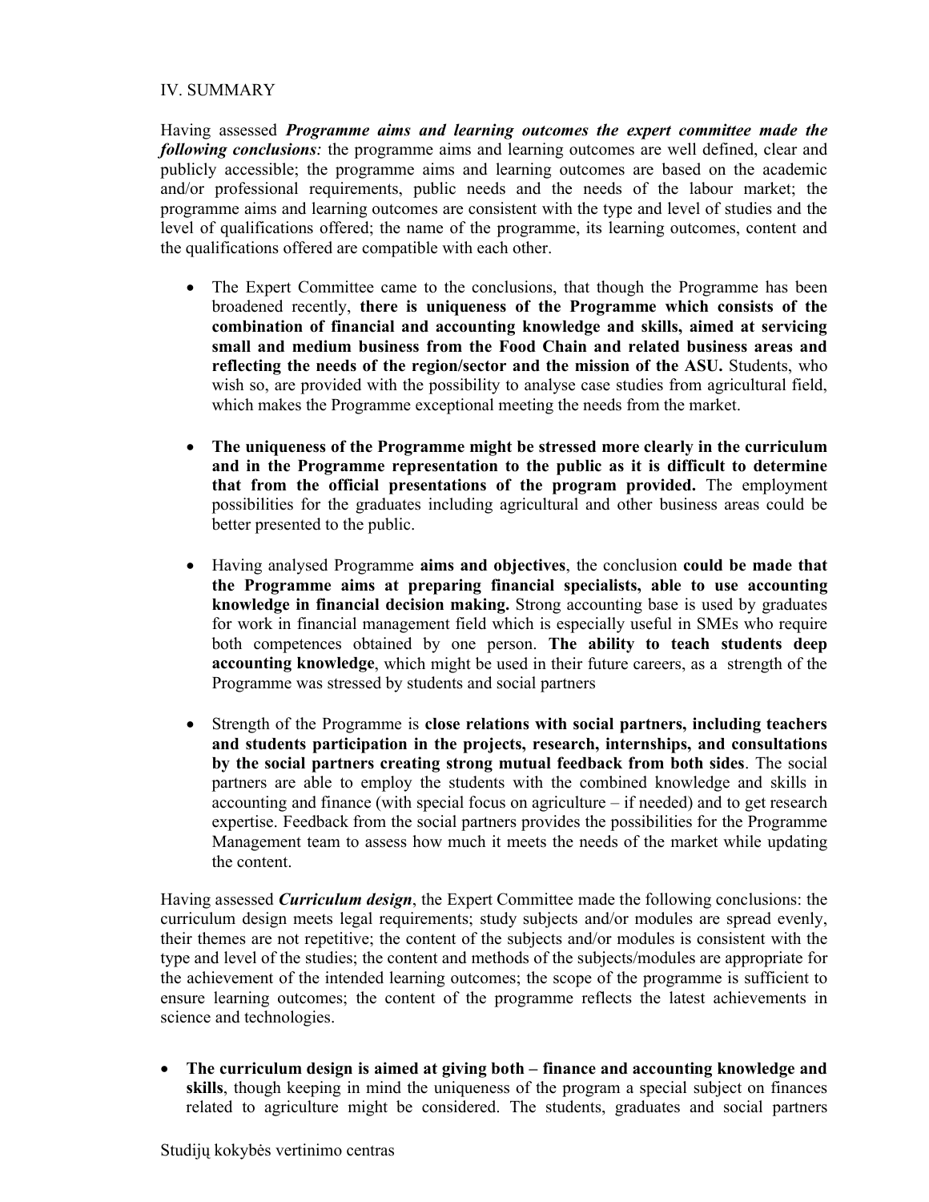IV. SUMMARY

Having assessed ***Programme aims and learning outcomes the expert committee made the following conclusions:*** the programme aims and learning outcomes are well defined, clear and publicly accessible; the programme aims and learning outcomes are based on the academic and/or professional requirements, public needs and the needs of the labour market; the programme aims and learning outcomes are consistent with the type and level of studies and the level of qualifications offered; the name of the programme, its learning outcomes, content and the qualifications offered are compatible with each other.

- The Expert Committee came to the conclusions, that though the Programme has been broadened recently, **there is uniqueness of the Programme which consists of the combination of financial and accounting knowledge and skills, aimed at servicing small and medium business from the Food Chain and related business areas and reflecting the needs of the region/sector and the mission of the ASU.** Students, who wish so, are provided with the possibility to analyse case studies from agricultural field, which makes the Programme exceptional meeting the needs from the market.

- **The uniqueness of the Programme might be stressed more clearly in the curriculum and in the Programme representation to the public as it is difficult to determine that from the official presentations of the program provided.** The employment possibilities for the graduates including agricultural and other business areas could be better presented to the public.

- Having analysed Programme **aims and objectives**, the conclusion **could be made that the Programme aims at preparing financial specialists, able to use accounting knowledge in financial decision making.** Strong accounting base is used by graduates for work in financial management field which is especially useful in SMEs who require both competences obtained by one person. **The ability to teach students deep accounting knowledge**, which might be used in their future careers, as a strength of the Programme was stressed by students and social partners

- Strength of the Programme is **close relations with social partners, including teachers and students participation in the projects, research, internships, and consultations by the social partners creating strong mutual feedback from both sides**. The social partners are able to employ the students with the combined knowledge and skills in accounting and finance (with special focus on agriculture – if needed) and to get research expertise. Feedback from the social partners provides the possibilities for the Programme Management team to assess how much it meets the needs of the market while updating the content.

Having assessed ***Curriculum design***, the Expert Committee made the following conclusions: the curriculum design meets legal requirements; study subjects and/or modules are spread evenly, their themes are not repetitive; the content of the subjects and/or modules is consistent with the type and level of the studies; the content and methods of the subjects/modules are appropriate for the achievement of the intended learning outcomes; the scope of the programme is sufficient to ensure learning outcomes; the content of the programme reflects the latest achievements in science and technologies.

- **The curriculum design is aimed at giving both – finance and accounting knowledge and skills**, though keeping in mind the uniqueness of the program a special subject on finances related to agriculture might be considered. The students, graduates and social partners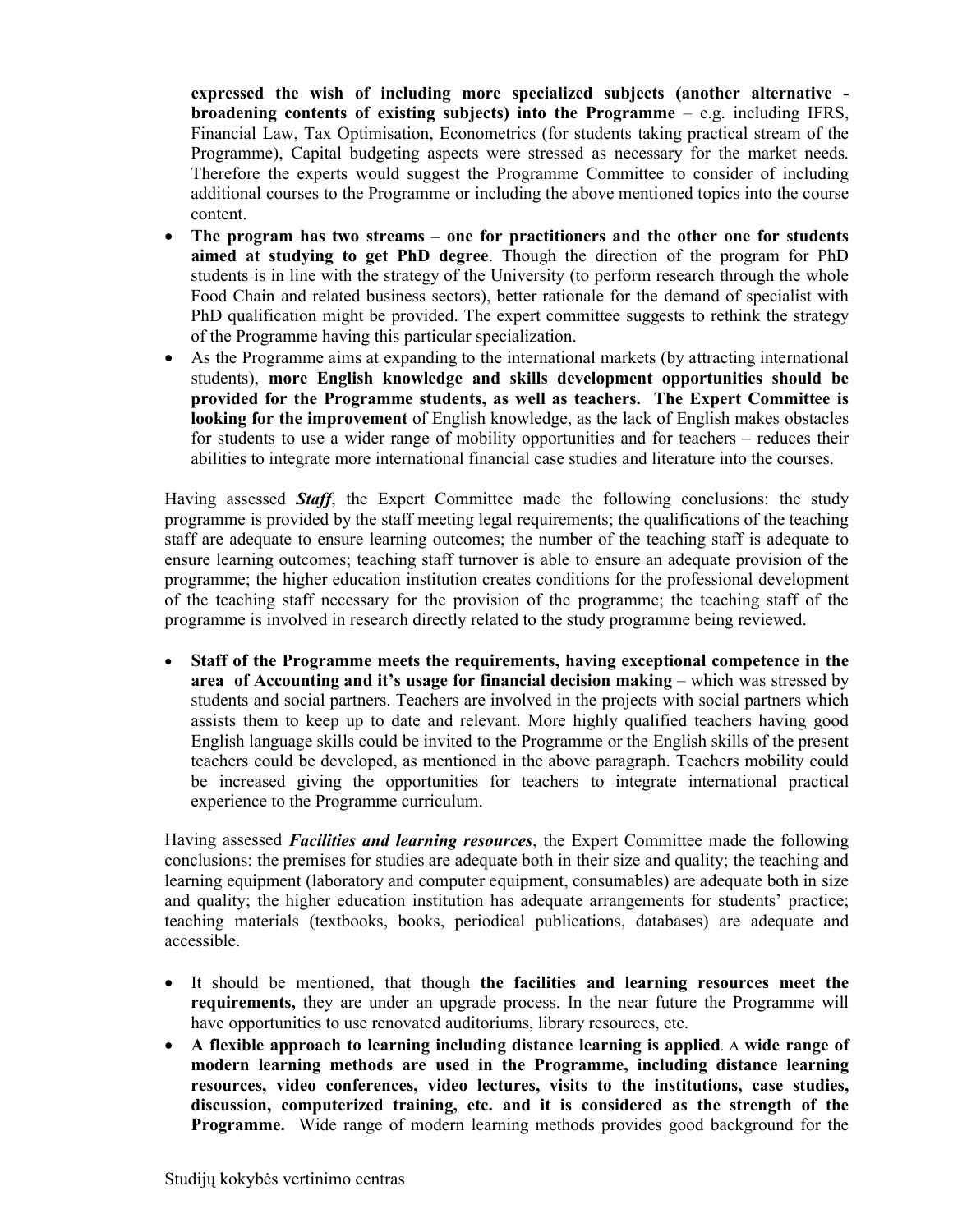**expressed the wish of including more specialized subjects (another alternative - broadening contents of existing subjects) into the Programme** – e.g. including IFRS, Financial Law, Tax Optimisation, Econometrics (for students taking practical stream of the Programme), Capital budgeting aspects were stressed as necessary for the market needs. Therefore the experts would suggest the Programme Committee to consider of including additional courses to the Programme or including the above mentioned topics into the course content.
- **The program has two streams – one for practitioners and the other one for students aimed at studying to get PhD degree**. Though the direction of the program for PhD students is in line with the strategy of the University (to perform research through the whole Food Chain and related business sectors), better rationale for the demand of specialist with PhD qualification might be provided. The expert committee suggests to rethink the strategy of the Programme having this particular specialization.
- As the Programme aims at expanding to the international markets (by attracting international students), **more English knowledge and skills development opportunities should be provided for the Programme students, as well as teachers. The Expert Committee is looking for the improvement** of English knowledge, as the lack of English makes obstacles for students to use a wider range of mobility opportunities and for teachers – reduces their abilities to integrate more international financial case studies and literature into the courses.

Having assessed ***Staff***, the Expert Committee made the following conclusions: the study programme is provided by the staff meeting legal requirements; the qualifications of the teaching staff are adequate to ensure learning outcomes; the number of the teaching staff is adequate to ensure learning outcomes; teaching staff turnover is able to ensure an adequate provision of the programme; the higher education institution creates conditions for the professional development of the teaching staff necessary for the provision of the programme; the teaching staff of the programme is involved in research directly related to the study programme being reviewed.

- **Staff of the Programme meets the requirements, having exceptional competence in the area of Accounting and it's usage for financial decision making** – which was stressed by students and social partners. Teachers are involved in the projects with social partners which assists them to keep up to date and relevant. More highly qualified teachers having good English language skills could be invited to the Programme or the English skills of the present teachers could be developed, as mentioned in the above paragraph. Teachers mobility could be increased giving the opportunities for teachers to integrate international practical experience to the Programme curriculum.

Having assessed ***Facilities and learning resources***, the Expert Committee made the following conclusions: the premises for studies are adequate both in their size and quality; the teaching and learning equipment (laboratory and computer equipment, consumables) are adequate both in size and quality; the higher education institution has adequate arrangements for students' practice; teaching materials (textbooks, books, periodical publications, databases) are adequate and accessible.

- It should be mentioned, that though **the facilities and learning resources meet the requirements,** they are under an upgrade process. In the near future the Programme will have opportunities to use renovated auditoriums, library resources, etc.
- **A flexible approach to learning including distance learning is applied**. A **wide range of modern learning methods are used in the Programme, including distance learning resources, video conferences, video lectures, visits to the institutions, case studies, discussion, computerized training, etc. and it is considered as the strength of the Programme.** Wide range of modern learning methods provides good background for the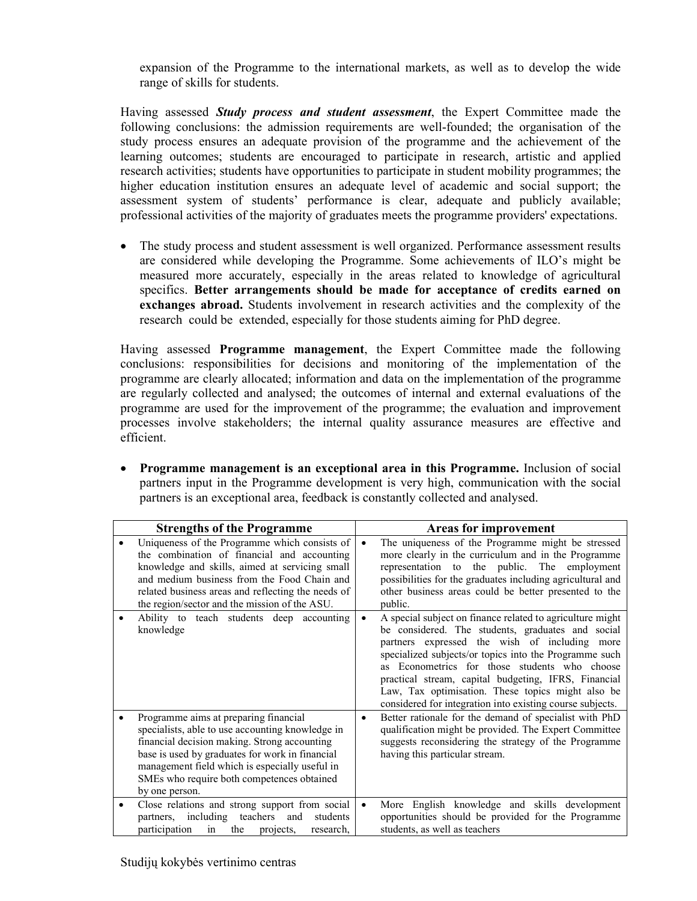expansion of the Programme to the international markets, as well as to develop the wide range of skills for students.

Having assessed ***Study process and student assessment***, the Expert Committee made the following conclusions: the admission requirements are well-founded; the organisation of the study process ensures an adequate provision of the programme and the achievement of the learning outcomes; students are encouraged to participate in research, artistic and applied research activities; students have opportunities to participate in student mobility programmes; the higher education institution ensures an adequate level of academic and social support; the assessment system of students' performance is clear, adequate and publicly available; professional activities of the majority of graduates meets the programme providers' expectations.

- The study process and student assessment is well organized. Performance assessment results are considered while developing the Programme. Some achievements of ILO's might be measured more accurately, especially in the areas related to knowledge of agricultural specifics. **Better arrangements should be made for acceptance of credits earned on exchanges abroad.** Students involvement in research activities and the complexity of the research could be extended, especially for those students aiming for PhD degree.

Having assessed **Programme management**, the Expert Committee made the following conclusions: responsibilities for decisions and monitoring of the implementation of the programme are clearly allocated; information and data on the implementation of the programme are regularly collected and analysed; the outcomes of internal and external evaluations of the programme are used for the improvement of the programme; the evaluation and improvement processes involve stakeholders; the internal quality assurance measures are effective and efficient.

- **Programme management is an exceptional area in this Programme.** Inclusion of social partners input in the Programme development is very high, communication with the social partners is an exceptional area, feedback is constantly collected and analysed.

| Strengths of the Programme | Areas for improvement |
|---|---|
| • Uniqueness of the Programme which consists of the combination of financial and accounting knowledge and skills, aimed at servicing small and medium business from the Food Chain and related business areas and reflecting the needs of the region/sector and the mission of the ASU. | • The uniqueness of the Programme might be stressed more clearly in the curriculum and in the Programme representation to the public. The employment possibilities for the graduates including agricultural and other business areas could be better presented to the public. |
| • Ability to teach students deep accounting knowledge | • A special subject on finance related to agriculture might be considered. The students, graduates and social partners expressed the wish of including more specialized subjects/or topics into the Programme such as Econometrics for those students who choose practical stream, capital budgeting, IFRS, Financial Law, Tax optimisation. These topics might also be considered for integration into existing course subjects. |
| • Programme aims at preparing financial specialists, able to use accounting knowledge in financial decision making. Strong accounting base is used by graduates for work in financial management field which is especially useful in SMEs who require both competences obtained by one person. | • Better rationale for the demand of specialist with PhD qualification might be provided. The Expert Committee suggests reconsidering the strategy of the Programme having this particular stream. |
| • Close relations and strong support from social partners, including teachers and students participation in the projects, research, | • More English knowledge and skills development opportunities should be provided for the Programme students, as well as teachers |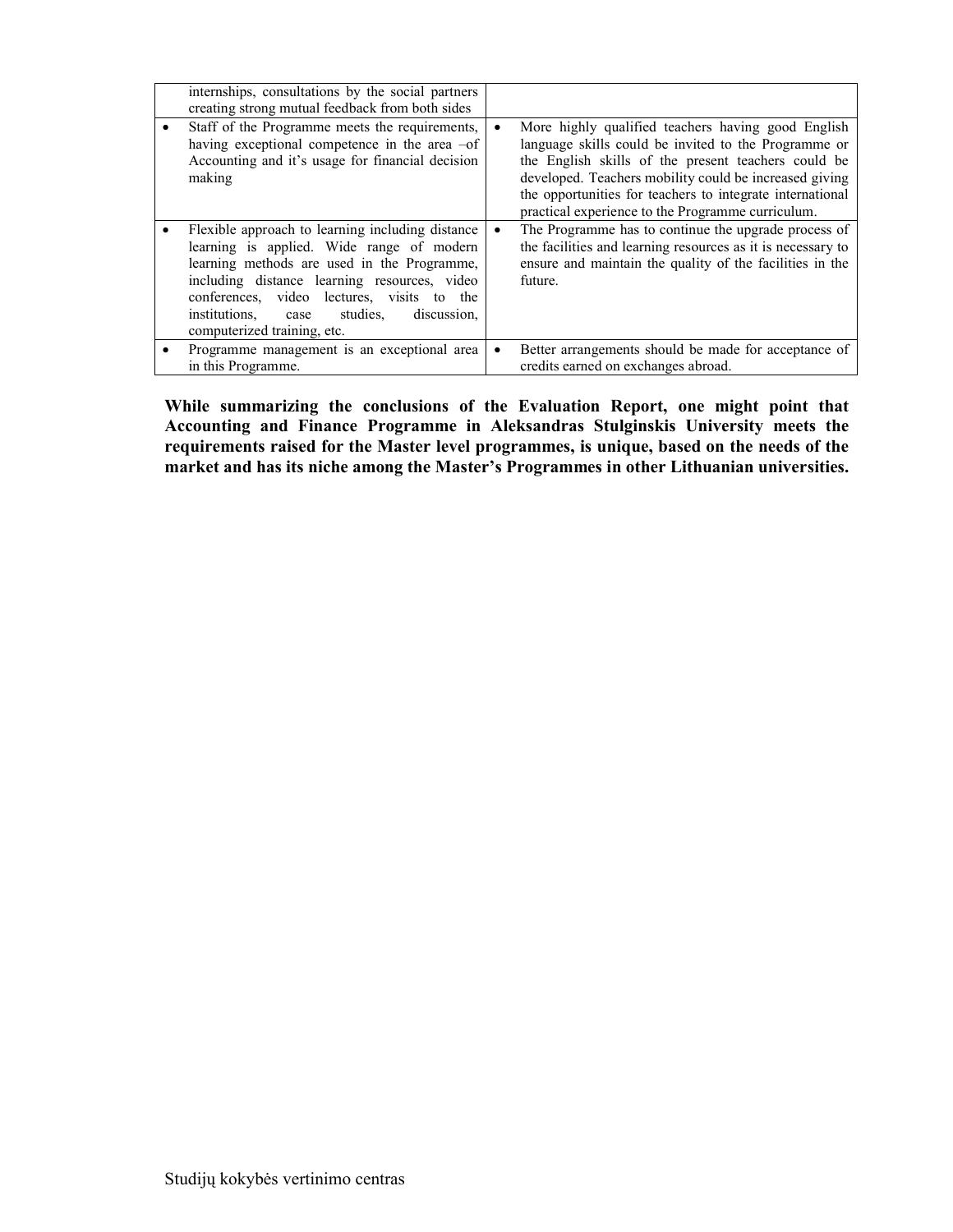| | |
|---|---|
| internships, consultations by the social partners creating strong mutual feedback from both sides | |
| • Staff of the Programme meets the requirements, having exceptional competence in the area –of Accounting and it's usage for financial decision making | • More highly qualified teachers having good English language skills could be invited to the Programme or the English skills of the present teachers could be developed. Teachers mobility could be increased giving the opportunities for teachers to integrate international practical experience to the Programme curriculum. |
| • Flexible approach to learning including distance learning is applied. Wide range of modern learning methods are used in the Programme, including distance learning resources, video conferences, video lectures, visits to the institutions, case studies, discussion, computerized training, etc. | • The Programme has to continue the upgrade process of the facilities and learning resources as it is necessary to ensure and maintain the quality of the facilities in the future. |
| • Programme management is an exceptional area in this Programme. | • Better arrangements should be made for acceptance of credits earned on exchanges abroad. |

**While summarizing the conclusions of the Evaluation Report, one might point that Accounting and Finance Programme in Aleksandras Stulginskis University meets the requirements raised for the Master level programmes, is unique, based on the needs of the market and has its niche among the Master's Programmes in other Lithuanian universities.**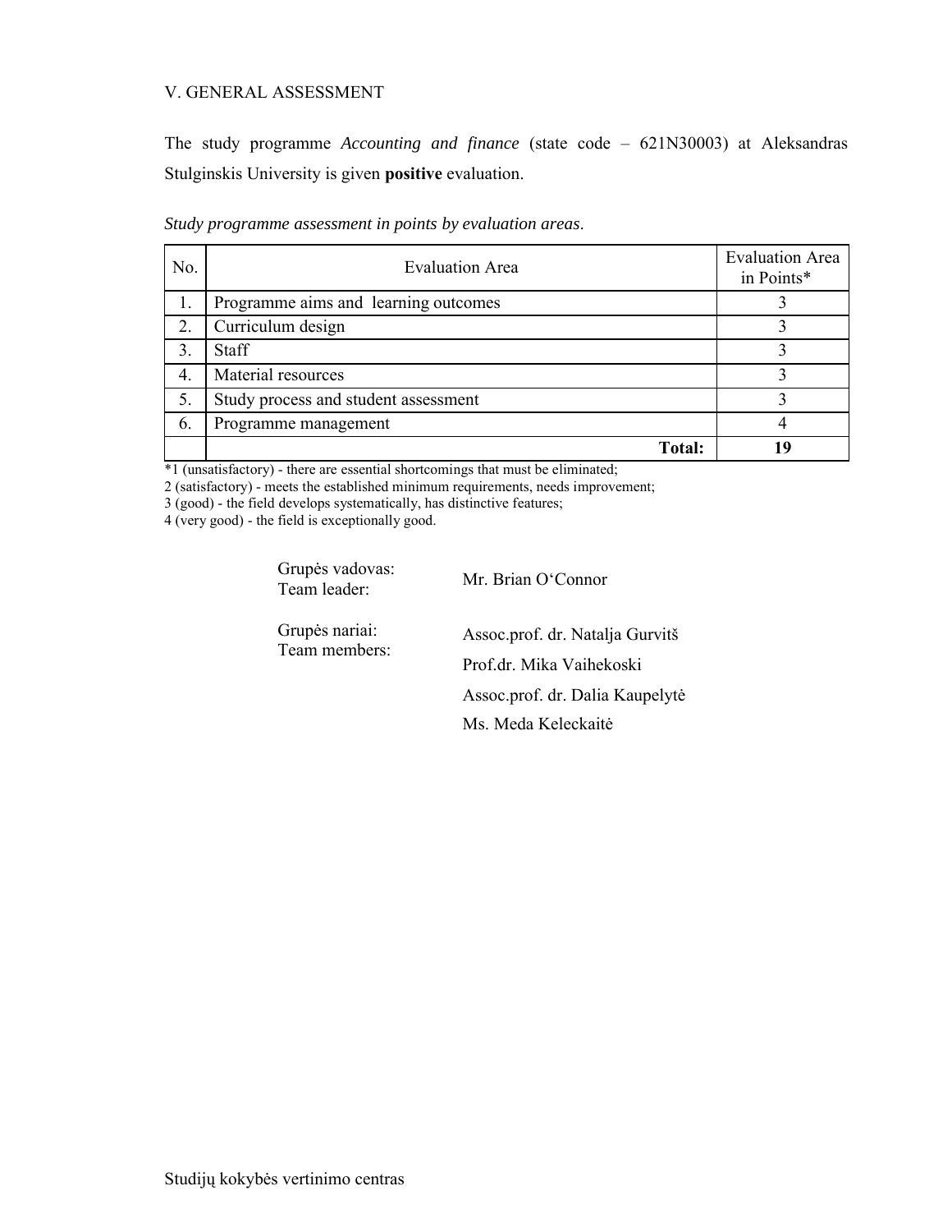## V. GENERAL ASSESSMENT

The study programme *Accounting and finance* (state code – 621N30003) at Aleksandras Stulginskis University is given **positive** evaluation.

*Study programme assessment in points by evaluation areas*.

| No. | Evaluation Area | Evaluation Area in Points* |
|---|---|---|
| 1. | Programme aims and learning outcomes | 3 |
| 2. | Curriculum design | 3 |
| 3. | Staff | 3 |
| 4. | Material resources | 3 |
| 5. | Study process and student assessment | 3 |
| 6. | Programme management | 4 |
| | **Total:** | **19** |

*1 (unsatisfactory) - there are essential shortcomings that must be eliminated;
2 (satisfactory) - meets the established minimum requirements, needs improvement;
3 (good) - the field develops systematically, has distinctive features;
4 (very good) - the field is exceptionally good.

Grupės vadovas:
Team leader: Mr. Brian O'Connor

Grupės nariai:
Team members:
Assoc.prof. dr. Natalja Gurvitš
Prof.dr. Mika Vaihekoski
Assoc.prof. dr. Dalia Kaupelytė
Ms. Meda Keleckaitė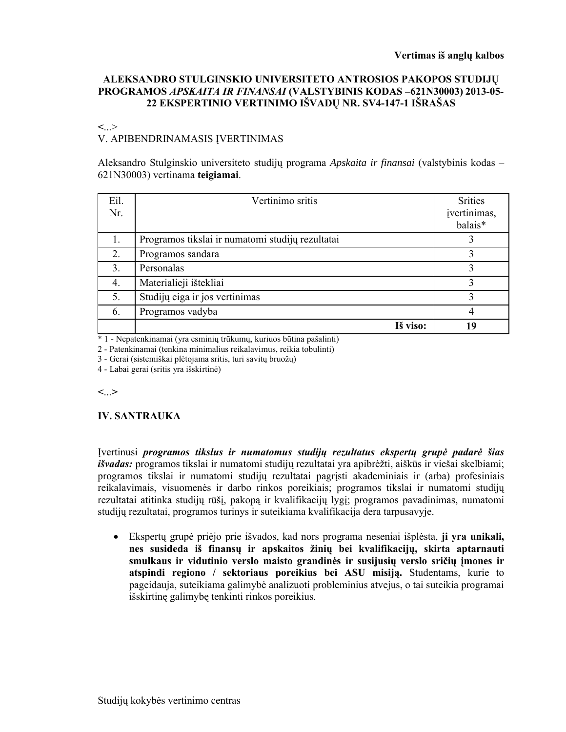**Vertimas iš anglų kalbos**

**ALEKSANDRO STULGINSKIO UNIVERSITETO ANTROSIOS PAKOPOS STUDIJŲ PROGRAMOS *APSKAITA IR FINANSAI* (VALSTYBINIS KODAS –621N30003) 2013-05-22 EKSPERTINIO VERTINIMO IŠVADŲ NR. SV4-147-1 IŠRAŠAS**

<...>

V. APIBENDRINAMASIS ĮVERTINIMAS

Aleksandro Stulginskio universiteto studijų programa *Apskaita ir finansai* (valstybinis kodas – 621N30003) vertinama **teigiamai**.

| Eil. Nr. | Vertinimo sritis | Srities įvertinimas, balais* |
|---|---|---|
| 1. | Programos tikslai ir numatomi studijų rezultatai | 3 |
| 2. | Programos sandara | 3 |
| 3. | Personalas | 3 |
| 4. | Materialieji ištekliai | 3 |
| 5. | Studijų eiga ir jos vertinimas | 3 |
| 6. | Programos vadyba | 4 |
| | **Iš viso:** | **19** |

\* 1 - Nepatenkinamai (yra esminių trūkumų, kuriuos būtina pašalinti)
2 - Patenkinamai (tenkina minimalius reikalavimus, reikia tobulinti)
3 - Gerai (sistemiškai plėtojama sritis, turi savitų bruožų)
4 - Labai gerai (sritis yra išskirtinė)

<...>

**IV. SANTRAUKA**

Įvertinusi ***programos tikslus ir numatomus studijų rezultatus ekspertų grupė padarė šias išvadas:*** programos tikslai ir numatomi studijų rezultatai yra apibrėžti, aiškūs ir viešai skelbiami; programos tikslai ir numatomi studijų rezultatai pagrįsti akademiniais ir (arba) profesiniais reikalavimais, visuomenės ir darbo rinkos poreikiais; programos tikslai ir numatomi studijų rezultatai atitinka studijų rūšį, pakopą ir kvalifikacijų lygį; programos pavadinimas, numatomi studijų rezultatai, programos turinys ir suteikiama kvalifikacija dera tarpusavyje.

- Ekspertų grupė priėjo prie išvados, kad nors programa neseniai išplėsta, **ji yra unikali, nes susideda iš finansų ir apskaitos žinių bei kvalifikacijų, skirta aptarnauti smulkaus ir vidutinio verslo maisto grandinės ir susijusių verslo sričių įmones ir atspindi regiono / sektoriaus poreikius bei ASU misiją.** Studentams, kurie to pageidauja, suteikiama galimybė analizuoti probleminius atvejus, o tai suteikia programai išskirtinę galimybę tenkinti rinkos poreikius.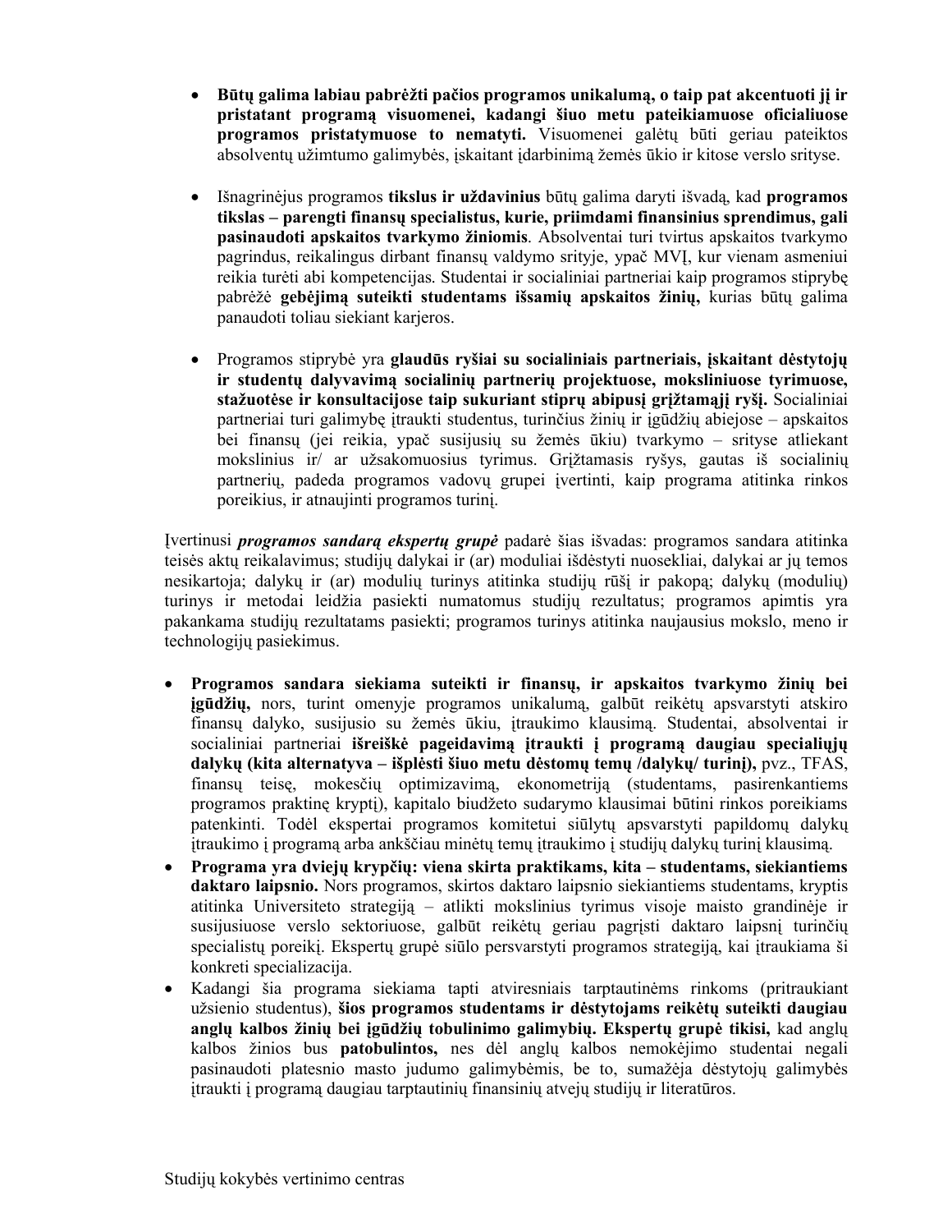- **Būtų galima labiau pabrėžti pačios programos unikalumą, o taip pat akcentuoti jį ir pristatant programą visuomenei, kadangi šiuo metu pateikiamuose oficialiuose programos pristatymuose to nematyti.** Visuomenei galėtų būti geriau pateiktos absolventų užimtumo galimybės, įskaitant įdarbinimą žemės ūkio ir kitose verslo srityse.

- Išnagrinėjus programos **tikslus ir uždavinius** būtų galima daryti išvadą, kad **programos tikslas – parengti finansų specialistus, kurie, priimdami finansinius sprendimus, gali pasinaudoti apskaitos tvarkymo žiniomis**. Absolventai turi tvirtus apskaitos tvarkymo pagrindus, reikalingus dirbant finansų valdymo srityje, ypač MVĮ, kur vienam asmeniui reikia turėti abi kompetencijas. Studentai ir socialiniai partneriai kaip programos stiprybę pabrėžė **gebėjimą suteikti studentams išsamių apskaitos žinių,** kurias būtų galima panaudoti toliau siekiant karjeros.

- Programos stiprybė yra **glaudūs ryšiai su socialiniais partneriais, įskaitant dėstytojų ir studentų dalyvavimą socialinių partnerių projektuose, moksliniuose tyrimuose, stažuotėse ir konsultacijose taip sukuriant stiprų abipusį grįžtamąjį ryšį.** Socialiniai partneriai turi galimybę įtraukti studentus, turinčius žinių ir įgūdžių abiejose – apskaitos bei finansų (jei reikia, ypač susijusių su žemės ūkiu) tvarkymo – srityse atliekant mokslinius ir/ ar užsakomuosius tyrimus. Grįžtamasis ryšys, gautas iš socialinių partnerių, padeda programos vadovų grupei įvertinti, kaip programa atitinka rinkos poreikius, ir atnaujinti programos turinį.

Įvertinusi ***programos sandarą ekspertų grupė*** padarė šias išvadas: programos sandara atitinka teisės aktų reikalavimus; studijų dalykai ir (ar) moduliai išdėstyti nuosekliai, dalykai ar jų temos nesikartoja; dalykų ir (ar) modulių turinys atitinka studijų rūšį ir pakopą; dalykų (modulių) turinys ir metodai leidžia pasiekti numatomus studijų rezultatus; programos apimtis yra pakankama studijų rezultatams pasiekti; programos turinys atitinka naujausius mokslo, meno ir technologijų pasiekimus.

- **Programos sandara siekiama suteikti ir finansų, ir apskaitos tvarkymo žinių bei įgūdžių,** nors, turint omenyje programos unikalumą, galbūt reikėtų apsvarstyti atskiro finansų dalyko, susijusio su žemės ūkiu, įtraukimo klausimą. Studentai, absolventai ir socialiniai partneriai **išreiškė pageidavimą įtraukti į programą daugiau specialiųjų dalykų (kita alternatyva – išplėsti šiuo metu dėstomų temų /dalykų/ turinį),** pvz., TFAS, finansų teisę, mokesčių optimizavimą, ekonometriją (studentams, pasirenkantiems programos praktinę kryptį), kapitalo biudžeto sudarymo klausimai būtini rinkos poreikiams patenkinti. Todėl ekspertai programos komitetui siūlytų apsvarstyti papildomų dalykų įtraukimo į programą arba ankščiau minėtų temų įtraukimo į studijų dalykų turinį klausimą.
- **Programa yra dviejų krypčių: viena skirta praktikams, kita – studentams, siekiantiems daktaro laipsnio.** Nors programos, skirtos daktaro laipsnio siekiantiems studentams, kryptis atitinka Universiteto strategiją – atlikti mokslinius tyrimus visoje maisto grandinėje ir susijusiuose verslo sektoriuose, galbūt reikėtų geriau pagrįsti daktaro laipsnį turinčių specialistų poreikį. Ekspertų grupė siūlo persvarstyti programos strategiją, kai įtraukiama ši konkreti specializacija.
- Kadangi šia programa siekiama tapti atviresniais tarptautinėms rinkoms (pritraukiant užsienio studentus), **šios programos studentams ir dėstytojams reikėtų suteikti daugiau anglų kalbos žinių bei įgūdžių tobulinimo galimybių. Ekspertų grupė tikisi,** kad anglų kalbos žinios bus **patobulintos,** nes dėl anglų kalbos nemokėjimo studentai negali pasinaudoti platesnio masto judumo galimybėmis, be to, sumažėja dėstytojų galimybės įtraukti į programą daugiau tarptautinių finansinių atvejų studijų ir literatūros.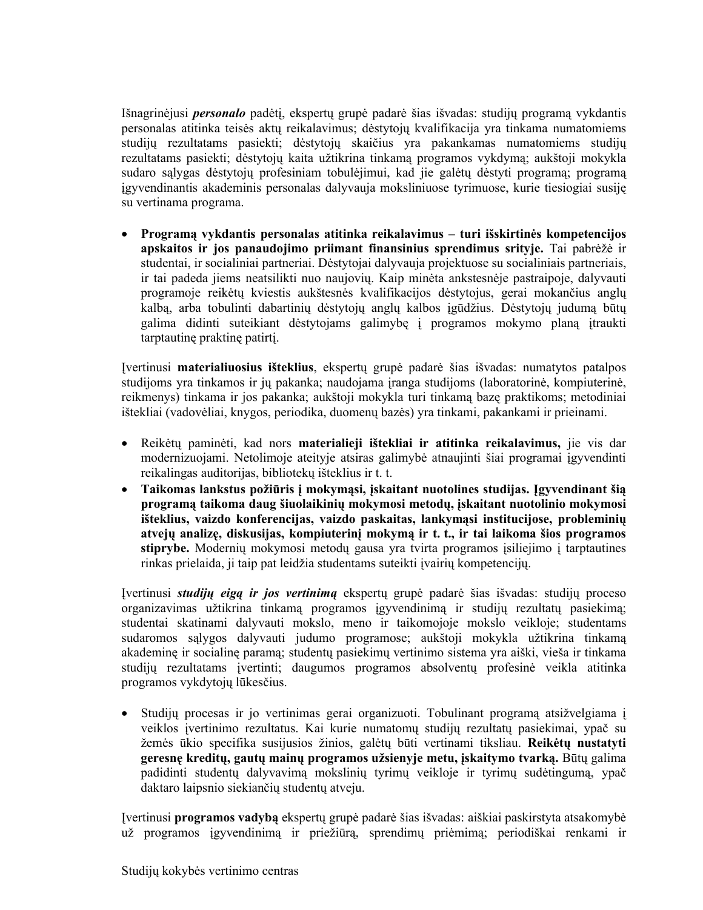Išnagrinėjusi ***personalo*** padėtį, ekspertų grupė padarė šias išvadas: studijų programą vykdantis personalas atitinka teisės aktų reikalavimus; dėstytojų kvalifikacija yra tinkama numatomiems studijų rezultatams pasiekti; dėstytojų skaičius yra pakankamas numatomiems studijų rezultatams pasiekti; dėstytojų kaita užtikrina tinkamą programos vykdymą; aukštoji mokykla sudaro sąlygas dėstytojų profesiniam tobulėjimui, kad jie galėtų dėstyti programą; programą įgyvendinantis akademinis personalas dalyvauja moksliniuose tyrimuose, kurie tiesiogiai susiję su vertinama programa.

- **Programą vykdantis personalas atitinka reikalavimus – turi išskirtinės kompetencijos apskaitos ir jos panaudojimo priimant finansinius sprendimus srityje.** Tai pabrėžė ir studentai, ir socialiniai partneriai. Dėstytojai dalyvauja projektuose su socialiniais partneriais, ir tai padeda jiems neatsilikti nuo naujovių. Kaip minėta ankstesnėje pastraipoje, dalyvauti programoje reikėtų kviestis aukštesnės kvalifikacijos dėstytojus, gerai mokančius anglų kalbą, arba tobulinti dabartinių dėstytojų anglų kalbos įgūdžius. Dėstytojų judumą būtų galima didinti suteikiant dėstytojams galimybę į programos mokymo planą įtraukti tarptautinę praktinę patirtį.

Įvertinusi **materialiuosius išteklius**, ekspertų grupė padarė šias išvadas: numatytos patalpos studijoms yra tinkamos ir jų pakanka; naudojama įranga studijoms (laboratorinė, kompiuterinė, reikmenys) tinkama ir jos pakanka; aukštoji mokykla turi tinkamą bazę praktikoms; metodiniai ištekliai (vadovėliai, knygos, periodika, duomenų bazės) yra tinkami, pakankami ir prieinami.

- Reikėtų paminėti, kad nors **materialieji ištekliai ir atitinka reikalavimus,** jie vis dar modernizuojami. Netolimoje ateityje atsiras galimybė atnaujinti šiai programai įgyvendinti reikalingas auditorijas, bibliotekų išteklius ir t. t.
- **Taikomas lankstus požiūris į mokymąsi, įskaitant nuotolines studijas. Įgyvendinant šią programą taikoma daug šiuolaikinių mokymosi metodų, įskaitant nuotolinio mokymosi išteklius, vaizdo konferencijas, vaizdo paskaitas, lankymąsi institucijose, probleminių atvejų analizę, diskusijas, kompiuterinį mokymą ir t. t., ir tai laikoma šios programos stiprybe.** Modernių mokymosi metodų gausa yra tvirta programos įsiliejimo į tarptautines rinkas prielaida, ji taip pat leidžia studentams suteikti įvairių kompetencijų.

Įvertinusi ***studijų eigą ir jos vertinimą*** ekspertų grupė padarė šias išvadas: studijų proceso organizavimas užtikrina tinkamą programos įgyvendinimą ir studijų rezultatų pasiekimą; studentai skatinami dalyvauti mokslo, meno ir taikomojoje mokslo veikloje; studentams sudaromos sąlygos dalyvauti judumo programose; aukštoji mokykla užtikrina tinkamą akademinę ir socialinę paramą; studentų pasiekimų vertinimo sistema yra aiški, vieša ir tinkama studijų rezultatams įvertinti; daugumos programos absolventų profesinė veikla atitinka programos vykdytojų lūkesčius.

- Studijų procesas ir jo vertinimas gerai organizuoti. Tobulinant programą atsižvelgiama į veiklos įvertinimo rezultatus. Kai kurie numatomų studijų rezultatų pasiekimai, ypač su žemės ūkio specifika susijusios žinios, galėtų būti vertinami tiksliau. **Reikėtų nustatyti geresnę kreditų, gautų mainų programos užsienyje metu, įskaitymo tvarką.** Būtų galima padidinti studentų dalyvavimą mokslinių tyrimų veikloje ir tyrimų sudėtingumą, ypač daktaro laipsnio siekiančių studentų atveju.

Įvertinusi **programos vadybą** ekspertų grupė padarė šias išvadas: aiškiai paskirstyta atsakomybė už programos įgyvendinimą ir priežiūrą, sprendimų priėmimą; periodiškai renkami ir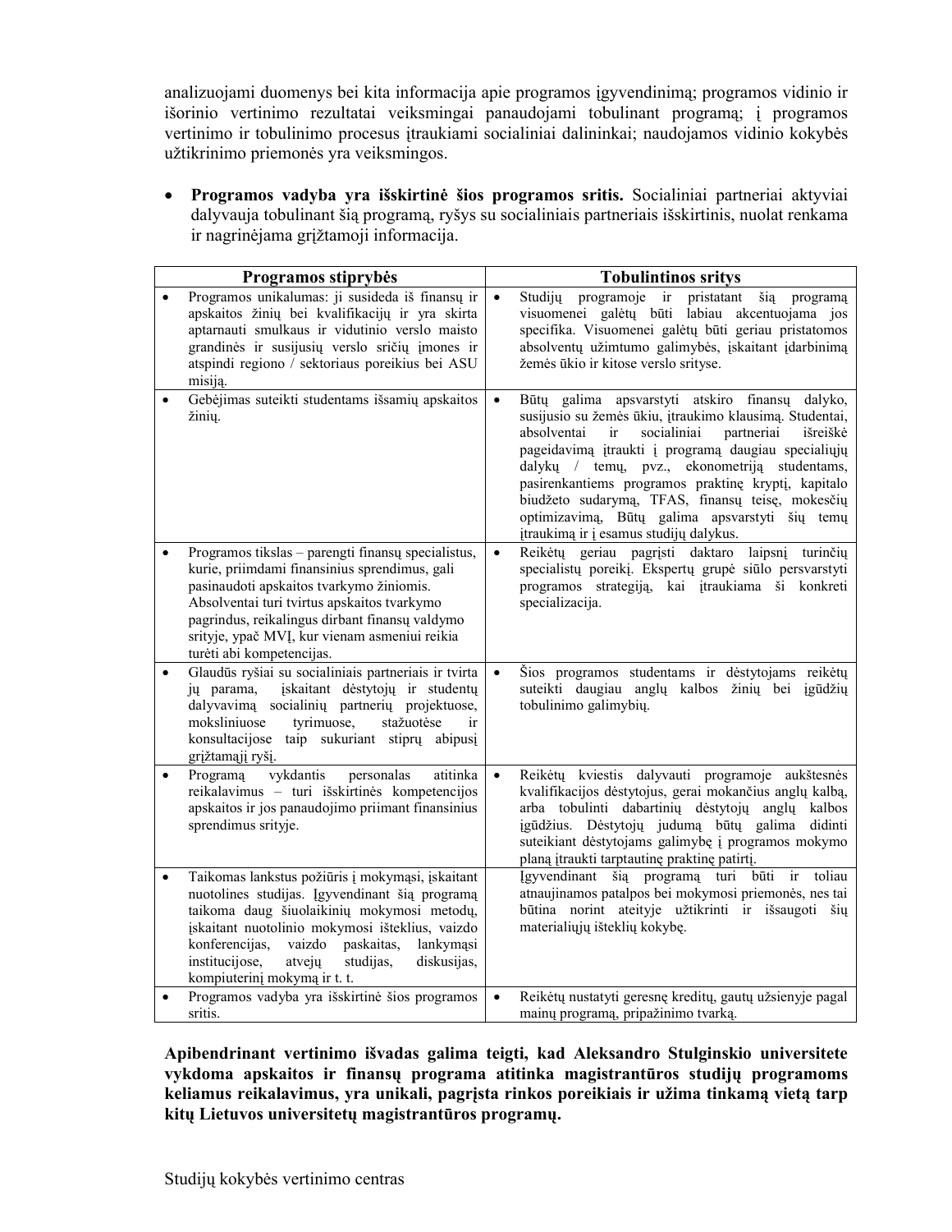analizuojami duomenys bei kita informacija apie programos įgyvendinimą; programos vidinio ir išorinio vertinimo rezultatai veiksmingai panaudojami tobulinant programą; į programos vertinimo ir tobulinimo procesus įtraukiami socialiniai dalininkai; naudojamos vidinio kokybės užtikrinimo priemonės yra veiksmingos.

- **Programos vadyba yra išskirtinė šios programos sritis.** Socialiniai partneriai aktyviai dalyvauja tobulinant šią programą, ryšys su socialiniais partneriais išskirtinis, nuolat renkama ir nagrinėjama grįžtamoji informacija.

| Programos stiprybės | Tobulintinos sritys |
|---|---|
| • Programos unikalumas: ji susideda iš finansų ir apskaitos žinių bei kvalifikacijų ir yra skirta aptarnauti smulkaus ir vidutinio verslo maisto grandinės ir susijusių verslo sričių įmones ir atspindi regiono / sektoriaus poreikius bei ASU misiją. | • Studijų programoje ir pristatant šią programą visuomenei galėtų būti labiau akcentuojama jos specifika. Visuomenei galėtų būti geriau pristatomos absolventų užimtumo galimybės, įskaitant įdarbinimą žemės ūkio ir kitose verslo srityse. |
| • Gebėjimas suteikti studentams išsamių apskaitos žinių. | • Būtų galima apsvarstyti atskiro finansų dalyko, susijusio su žemės ūkiu, įtraukimo klausimą. Studentai, absolventai ir socialiniai partneriai išreiškė pageidavimą įtraukti į programą daugiau specialiųjų dalykų / temų, pvz., ekonometriją studentams, pasirenkantiems programos praktinę kryptį, kapitalo biudžeto sudarymą, TFAS, finansų teisę, mokesčių optimizavimą, Būtų galima apsvarstyti šių temų įtraukimą ir į esamus studijų dalykus. |
| • Programos tikslas – parengti finansų specialistus, kurie, priimdami finansinius sprendimus, gali pasinaudoti apskaitos tvarkymo žiniomis. Absolventai turi tvirtus apskaitos tvarkymo pagrindus, reikalingus dirbant finansų valdymo srityje, ypač MVĮ, kur vienam asmeniui reikia turėti abi kompetencijas. | • Reikėtų geriau pagrįsti daktaro laipsnį turinčių specialistų poreikį. Ekspertų grupė siūlo persvarstyti programos strategiją, kai įtraukiama ši konkreti specializacija. |
| • Glaudūs ryšiai su socialiniais partneriais ir tvirta jų parama, įskaitant dėstytojų ir studentų dalyvavimą socialinių partnerių projektuose, moksliniuose tyrimuose, stažuotėse ir konsultacijose taip sukuriant stiprų abipusį grįžtamąjį ryšį. | • Šios programos studentams ir dėstytojams reikėtų suteikti daugiau anglų kalbos žinių bei įgūdžių tobulinimo galimybių. |
| • Programą vykdantis personalas atitinka reikalavimus – turi išskirtinės kompetencijos apskaitos ir jos panaudojimo priimant finansinius sprendimus srityje. | • Reikėtų kviestis dalyvauti programoje aukštesnės kvalifikacijos dėstytojus, gerai mokančius anglų kalbą, arba tobulinti dabartinių dėstytojų anglų kalbos įgūdžius. Dėstytojų judumą būtų galima didinti suteikiant dėstytojams galimybę į programos mokymo planą įtraukti tarptautinę praktinę patirtį. |
| • Taikomas lankstus požiūris į mokymąsi, įskaitant nuotolines studijas. Įgyvendinant šią programą taikoma daug šiuolaikinių mokymosi metodų, įskaitant nuotolinio mokymosi išteklius, vaizdo konferencijas, vaizdo paskaitas, lankymąsi institucijose, atvejų studijas, diskusijas, kompiuterinį mokymą ir t. t. | Įgyvendinant šią programą turi būti ir toliau atnaujinamos patalpos bei mokymosi priemonės, nes tai būtina norint ateityje užtikrinti ir išsaugoti šių materialiųjų išteklių kokybę. |
| • Programos vadyba yra išskirtinė šios programos sritis. | • Reikėtų nustatyti geresnę kreditų, gautų užsienyje pagal mainų programą, pripažinimo tvarką. |

**Apibendrinant vertinimo išvadas galima teigti, kad Aleksandro Stulginskio universitete vykdoma apskaitos ir finansų programa atitinka magistrantūros studijų programoms keliamus reikalavimus, yra unikali, pagrįsta rinkos poreikiais ir užima tinkamą vietą tarp kitų Lietuvos universitetų magistrantūros programų.**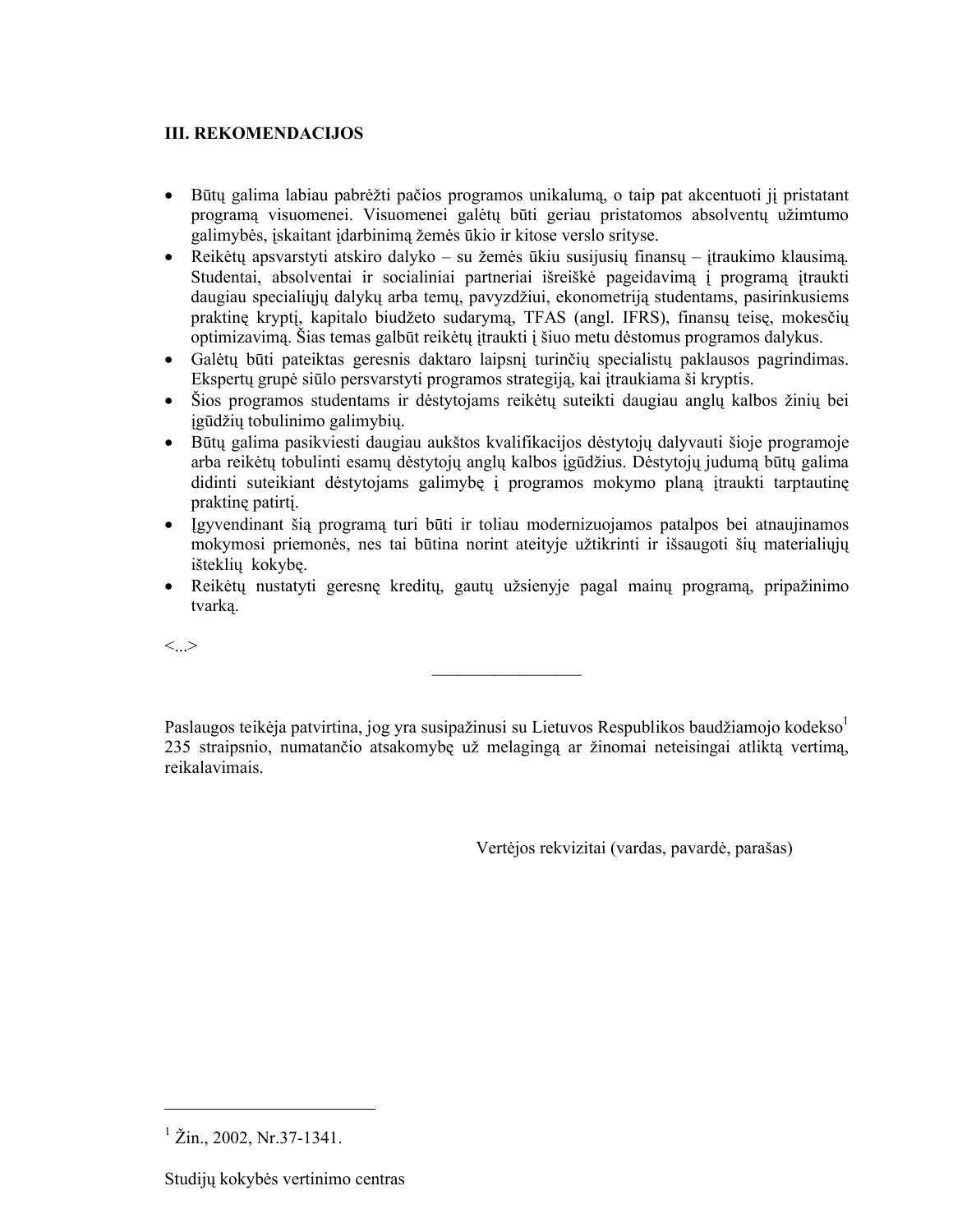## III. REKOMENDACIJOS

- Būtų galima labiau pabrėžti pačios programos unikalumą, o taip pat akcentuoti jį pristatant programą visuomenei. Visuomenei galėtų būti geriau pristatomos absolventų užimtumo galimybės, įskaitant įdarbinimą žemės ūkio ir kitose verslo srityse.
- Reikėtų apsvarstyti atskiro dalyko – su žemės ūkiu susijusių finansų – įtraukimo klausimą. Studentai, absolventai ir socialiniai partneriai išreiškė pageidavimą į programą įtraukti daugiau specialiųjų dalykų arba temų, pavyzdžiui, ekonometriją studentams, pasirinkusiems praktinę kryptį, kapitalo biudžeto sudarymą, TFAS (angl. IFRS), finansų teisę, mokesčių optimizavimą. Šias temas galbūt reikėtų įtraukti į šiuo metu dėstomus programos dalykus.
- Galėtų būti pateiktas geresnis daktaro laipsnį turinčių specialistų paklausos pagrindimas. Ekspertų grupė siūlo persvarstyti programos strategiją, kai įtraukiama ši kryptis.
- Šios programos studentams ir dėstytojams reikėtų suteikti daugiau anglų kalbos žinių bei įgūdžių tobulinimo galimybių.
- Būtų galima pasikviesti daugiau aukštos kvalifikacijos dėstytojų dalyvauti šioje programoje arba reikėtų tobulinti esamų dėstytojų anglų kalbos įgūdžius. Dėstytojų judumą būtų galima didinti suteikiant dėstytojams galimybę į programos mokymo planą įtraukti tarptautinę praktinę patirtį.
- Įgyvendinant šią programą turi būti ir toliau modernizuojamos patalpos bei atnaujinamos mokymosi priemonės, nes tai būtina norint ateityje užtikrinti ir išsaugoti šių materialiųjų išteklių kokybę.
- Reikėtų nustatyti geresnę kreditų, gautų užsienyje pagal mainų programą, pripažinimo tvarką.

<...>

\_\_\_\_\_\_\_\_\_\_\_\_\_\_\_\_\_\_

Paslaugos teikėja patvirtina, jog yra susipažinusi su Lietuvos Respublikos baudžiamojo kodekso[1] 235 straipsnio, numatančio atsakomybę už melagingą ar žinomai neteisingai atliktą vertimą, reikalavimais.

Vertėjos rekvizitai (vardas, pavardė, parašas)

[1] Žin., 2002, Nr.37-1341.

Studijų kokybės vertinimo centras